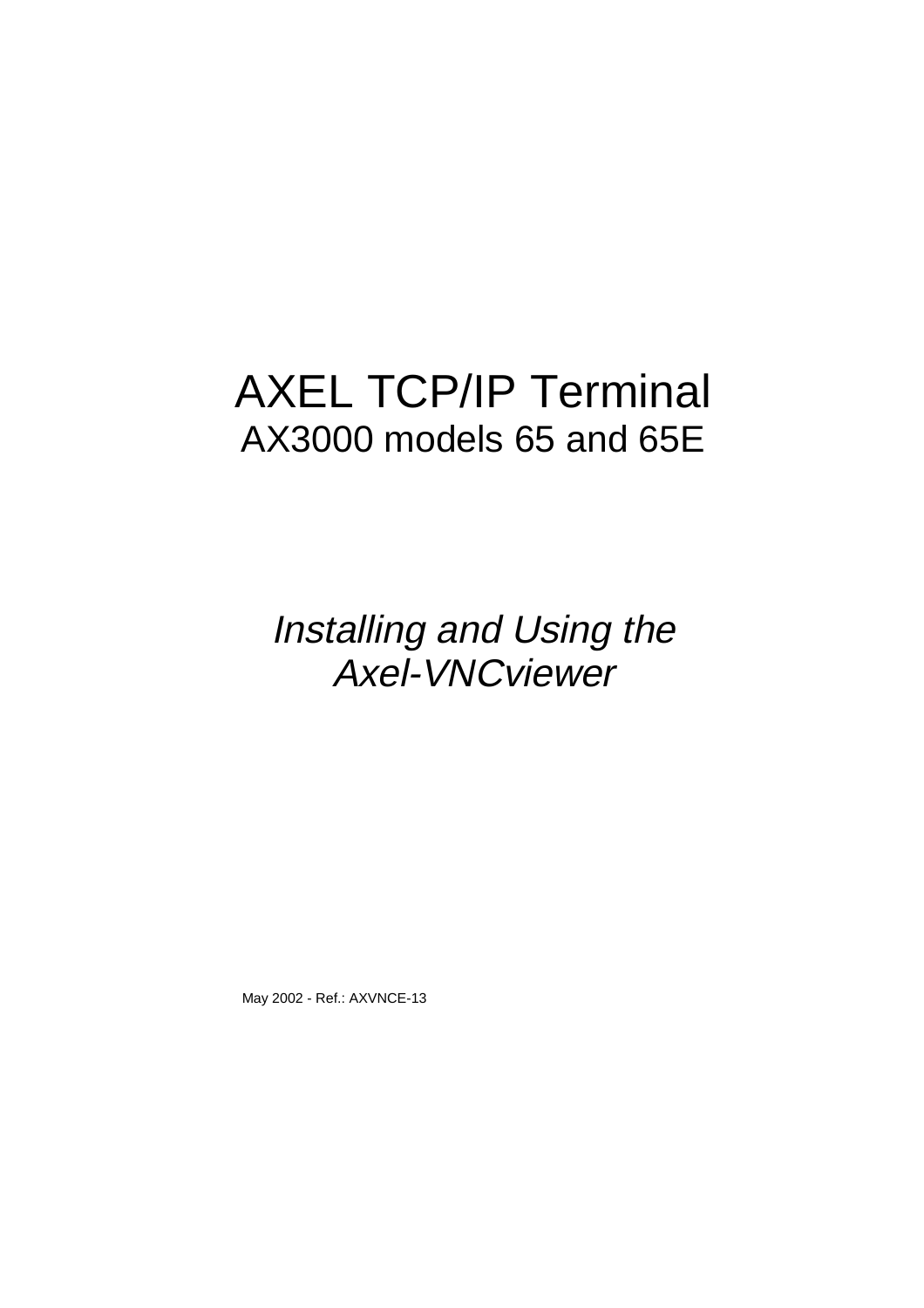# AXEL TCP/IP Terminal

## AX3000 models 65 and 65E

*Installing and Using the Axel-VNCviewer*

May 2002 - Ref.: AXVNCE-13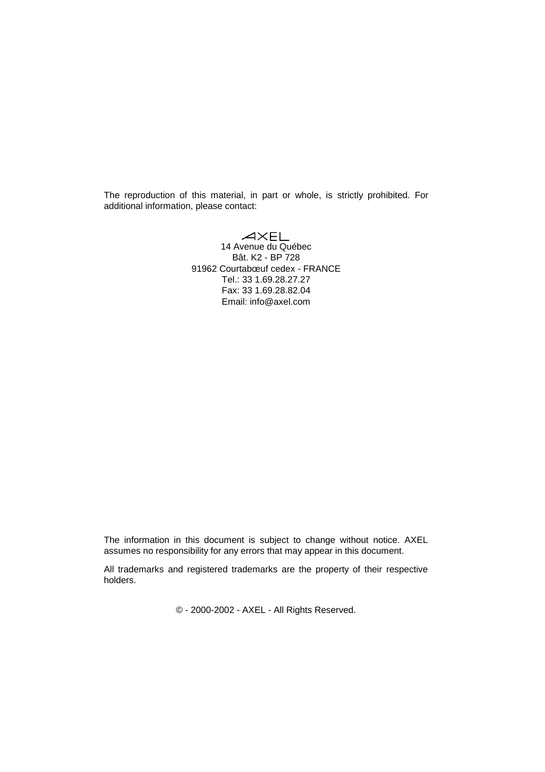The reproduction of this material, in part or whole, is strictly prohibited. For additional information, please contact:

AXEL
14 Avenue du Québec
Bât. K2 - BP 728
91962 Courtabœuf cedex - FRANCE
Tel.: 33 1.69.28.27.27
Fax: 33 1.69.28.82.04
Email: info@axel.com

The information in this document is subject to change without notice. AXEL assumes no responsibility for any errors that may appear in this document.

All trademarks and registered trademarks are the property of their respective holders.

© - 2000-2002 - AXEL - All Rights Reserved.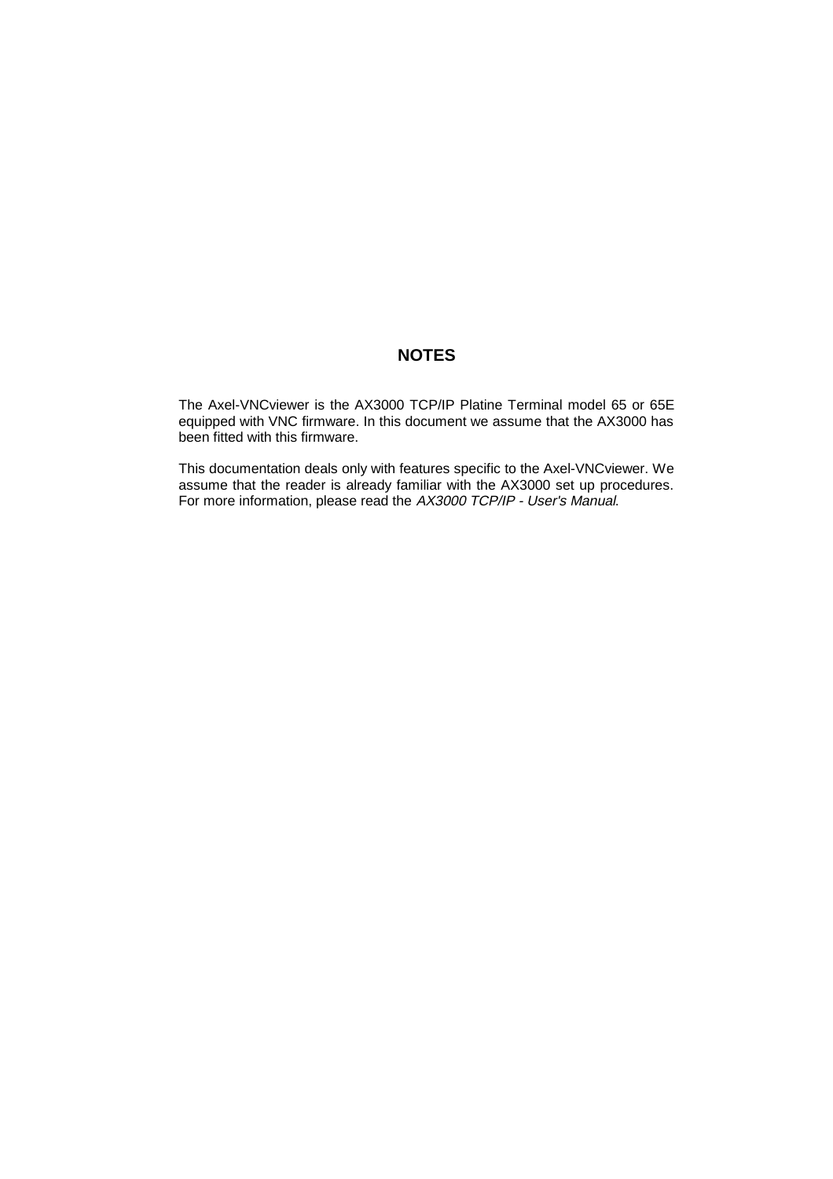# NOTES

The Axel-VNCviewer is the AX3000 TCP/IP Platine Terminal model 65 or 65E equipped with VNC firmware. In this document we assume that the AX3000 has been fitted with this firmware.

This documentation deals only with features specific to the Axel-VNCviewer. We assume that the reader is already familiar with the AX3000 set up procedures. For more information, please read the *AX3000 TCP/IP - User's Manual*.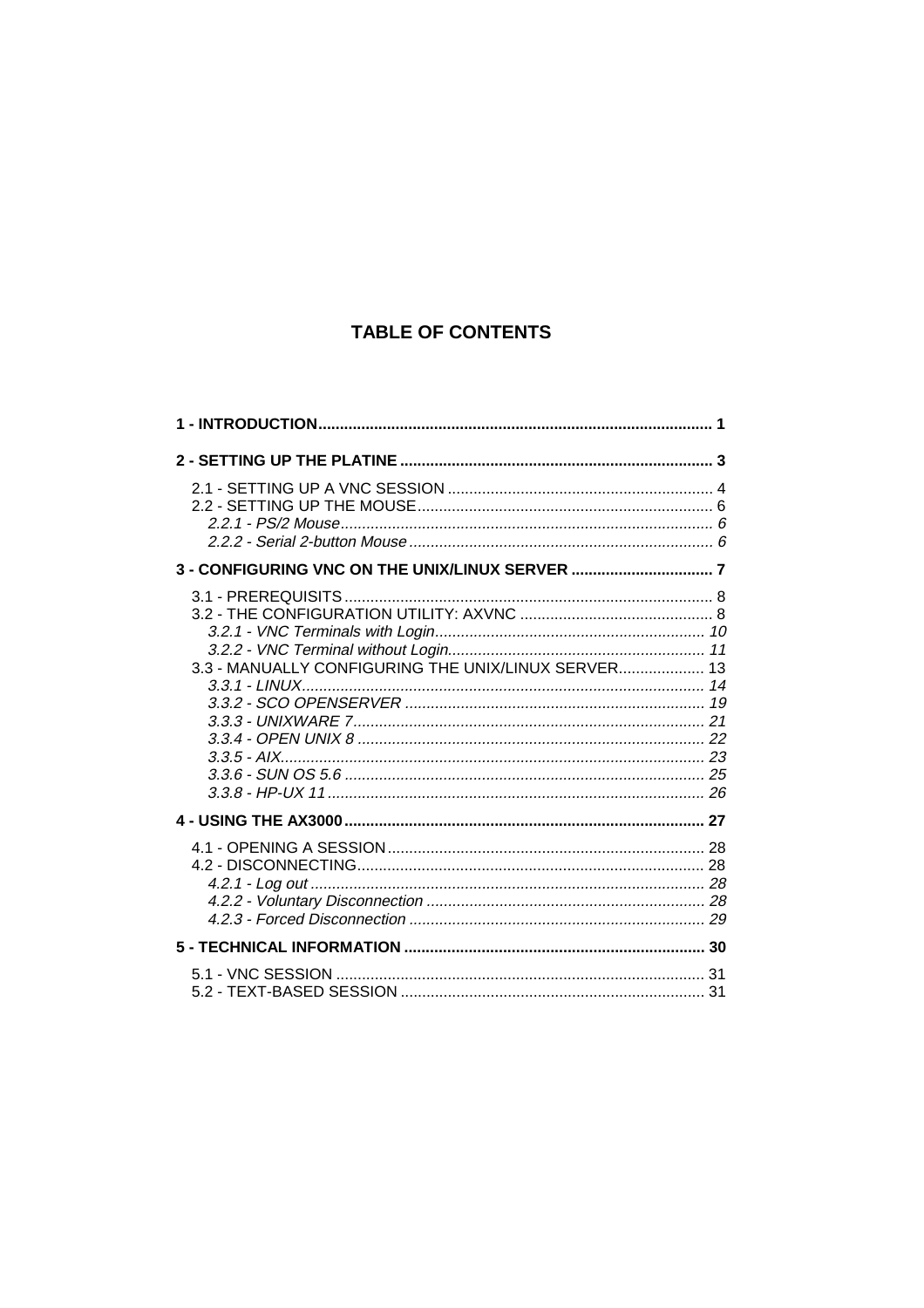# TABLE OF CONTENTS

**1 - INTRODUCTION........................................................................................ 1**

**2 - SETTING UP THE PLATINE ........................................................................ 3**

- 2.1 - SETTING UP A VNC SESSION ............................................................. 4
- 2.2 - SETTING UP THE MOUSE.................................................................... 6
  - *2.2.1 - PS/2 Mouse...................................................................................... 6*
  - *2.2.2 - Serial 2-button Mouse ...................................................................... 6*

**3 - CONFIGURING VNC ON THE UNIX/LINUX SERVER ................................. 7**

- 3.1 - PREREQUISITS ..................................................................................... 8
- 3.2 - THE CONFIGURATION UTILITY: AXVNC ............................................ 8
  - *3.2.1 - VNC Terminals with Login.............................................................. 10*
  - *3.2.2 - VNC Terminal without Login........................................................... 11*
- 3.3 - MANUALLY CONFIGURING THE UNIX/LINUX SERVER.................... 13
  - *3.3.1 - LINUX............................................................................................. 14*
  - *3.3.2 - SCO OPENSERVER ..................................................................... 19*
  - *3.3.3 - UNIXWARE 7................................................................................. 21*
  - *3.3.4 - OPEN UNIX 8 ................................................................................ 22*
  - *3.3.5 - AIX.................................................................................................. 23*
  - *3.3.6 - SUN OS 5.6 ................................................................................... 25*
  - *3.3.8 - HP-UX 11 ....................................................................................... 26*

**4 - USING THE AX3000................................................................................... 27**

- 4.1 - OPENING A SESSION.......................................................................... 28
- 4.2 - DISCONNECTING................................................................................ 28
  - *4.2.1 - Log out ........................................................................................... 28*
  - *4.2.2 - Voluntary Disconnection ................................................................ 28*
  - *4.2.3 - Forced Disconnection .................................................................... 29*

**5 - TECHNICAL INFORMATION ..................................................................... 30**

- 5.1 - VNC SESSION ..................................................................................... 31
- 5.2 - TEXT-BASED SESSION ...................................................................... 31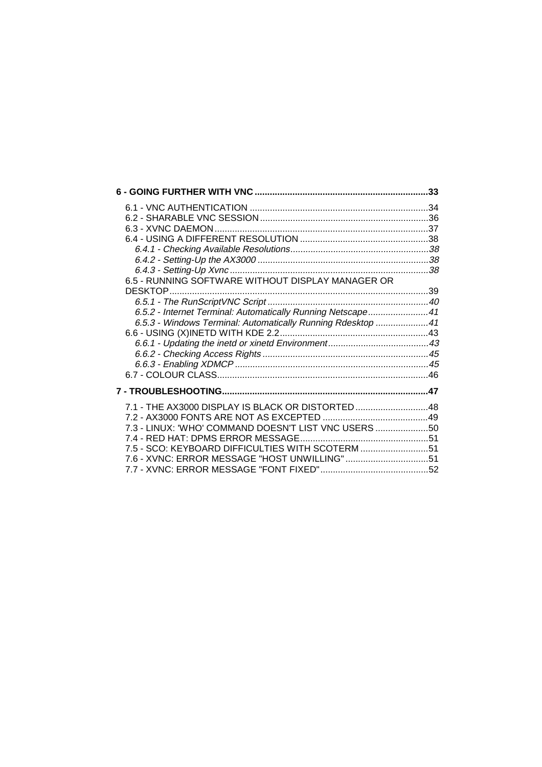**6 - GOING FURTHER WITH VNC ....................................................................33**

6.1 - VNC AUTHENTICATION .......................................................................34
6.2 - SHARABLE VNC SESSION ...................................................................36
6.3 - XVNC DAEMON .....................................................................................37
6.4 - USING A DIFFERENT RESOLUTION ...................................................38
*6.4.1 - Checking Available Resolutions.......................................................38*
*6.4.2 - Setting-Up the AX3000 ....................................................................38*
*6.4.3 - Setting-Up Xvnc ...............................................................................38*
6.5 - RUNNING SOFTWARE WITHOUT DISPLAY MANAGER OR DESKTOP......................................................................................................39
*6.5.1 - The RunScriptVNC Script ................................................................40*
*6.5.2 - Internet Terminal: Automatically Running Netscape........................41*
*6.5.3 - Windows Terminal: Automatically Running Rdesktop .....................41*
6.6 - USING (X)INETD WITH KDE 2.2...........................................................43
*6.6.1 - Updating the inetd or xinetd Environment........................................43*
*6.6.2 - Checking Access Rights ..................................................................45*
*6.6.3 - Enabling XDMCP .............................................................................45*
6.7 - COLOUR CLASS....................................................................................46

**7 - TROUBLESHOOTING.................................................................................47**

7.1 - THE AX3000 DISPLAY IS BLACK OR DISTORTED .............................48
7.2 - AX3000 FONTS ARE NOT AS EXCEPTED ..........................................49
7.3 - LINUX: 'WHO' COMMAND DOESN'T LIST VNC USERS .....................50
7.4 - RED HAT: DPMS ERROR MESSAGE...................................................51
7.5 - SCO: KEYBOARD DIFFICULTIES WITH SCOTERM ...........................51
7.6 - XVNC: ERROR MESSAGE "HOST UNWILLING".................................51
7.7 - XVNC: ERROR MESSAGE "FONT FIXED"...........................................52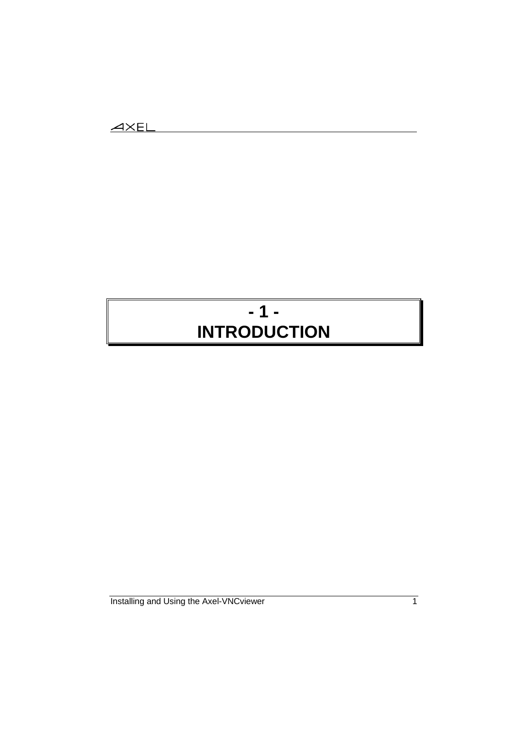# - 1 -
# INTRODUCTION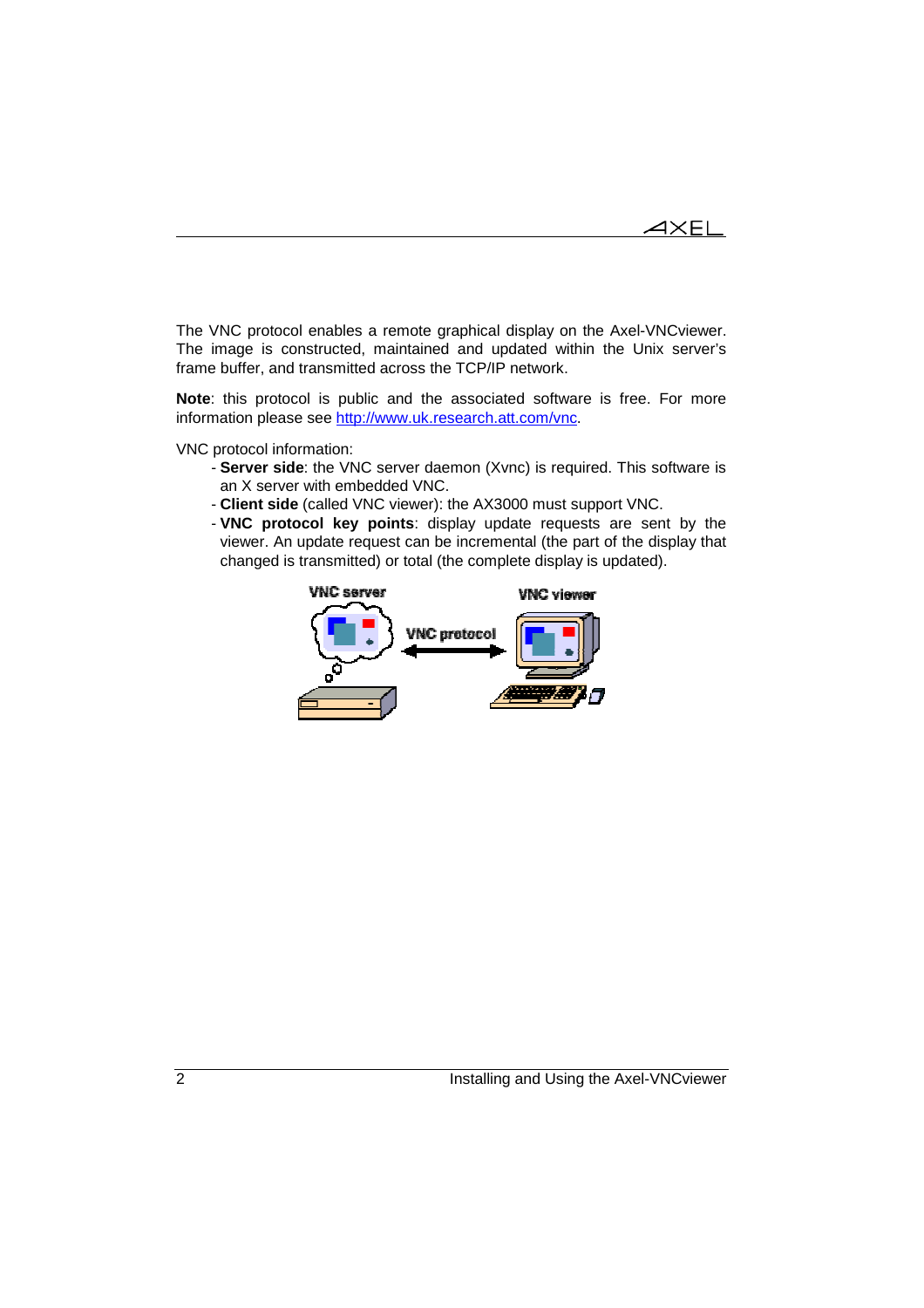The VNC protocol enables a remote graphical display on the Axel-VNCviewer. The image is constructed, maintained and updated within the Unix server's frame buffer, and transmitted across the TCP/IP network.

**Note**: this protocol is public and the associated software is free. For more information please see http://www.uk.research.att.com/vnc.

VNC protocol information:

- **Server side**: the VNC server daemon (Xvnc) is required. This software is an X server with embedded VNC.
- **Client side** (called VNC viewer): the AX3000 must support VNC.
- **VNC protocol key points**: display update requests are sent by the viewer. An update request can be incremental (the part of the display that changed is transmitted) or total (the complete display is updated).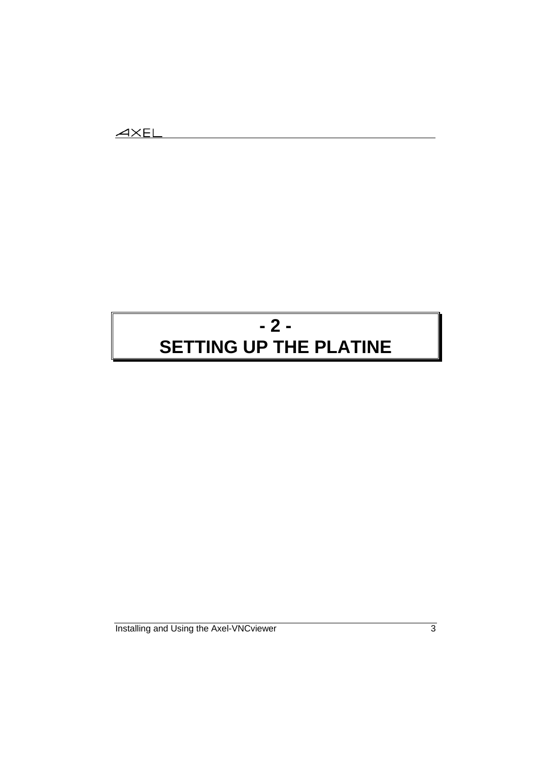# - 2 - SETTING UP THE PLATINE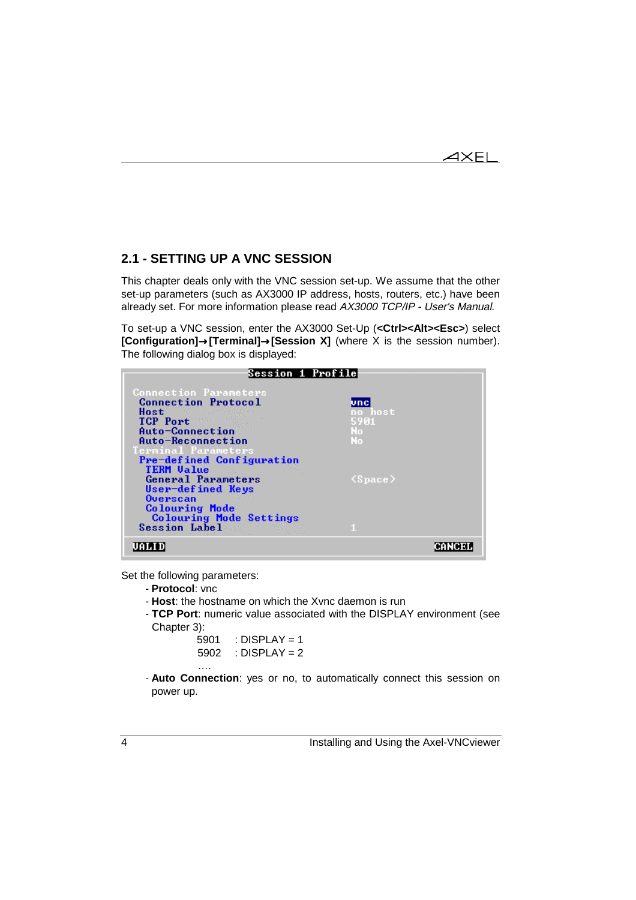## 2.1 - SETTING UP A VNC SESSION

This chapter deals only with the VNC session set-up. We assume that the other set-up parameters (such as AX3000 IP address, hosts, routers, etc.) have been already set. For more information please read *AX3000 TCP/IP - User's Manual.*

To set-up a VNC session, enter the AX3000 Set-Up (**<Ctrl><Alt><Esc>**) select **[Configuration]→[Terminal]→[Session X]** (where X is the session number). The following dialog box is displayed:

```
                    Session 1 Profile

Connection Parameters
 Connection Protocol                    vnc
 Host                                   no host
 TCP Port                               5901
 Auto-Connection                        No
 Auto-Reconnection                      No
Terminal Parameters
 Pre-defined Configuration
  TERM Value
  General Parameters                    <Space>
  User-defined Keys
  Overscan
  Colouring Mode
   Colouring Mode Settings
 Session Label                          1

VALID                                              CANCEL
```

Set the following parameters:

- **Protocol**: vnc
- **Host**: the hostname on which the Xvnc daemon is run
- **TCP Port**: numeric value associated with the DISPLAY environment (see Chapter 3):

  5901 : DISPLAY = 1
  5902 : DISPLAY = 2
  ….
- **Auto Connection**: yes or no, to automatically connect this session on power up.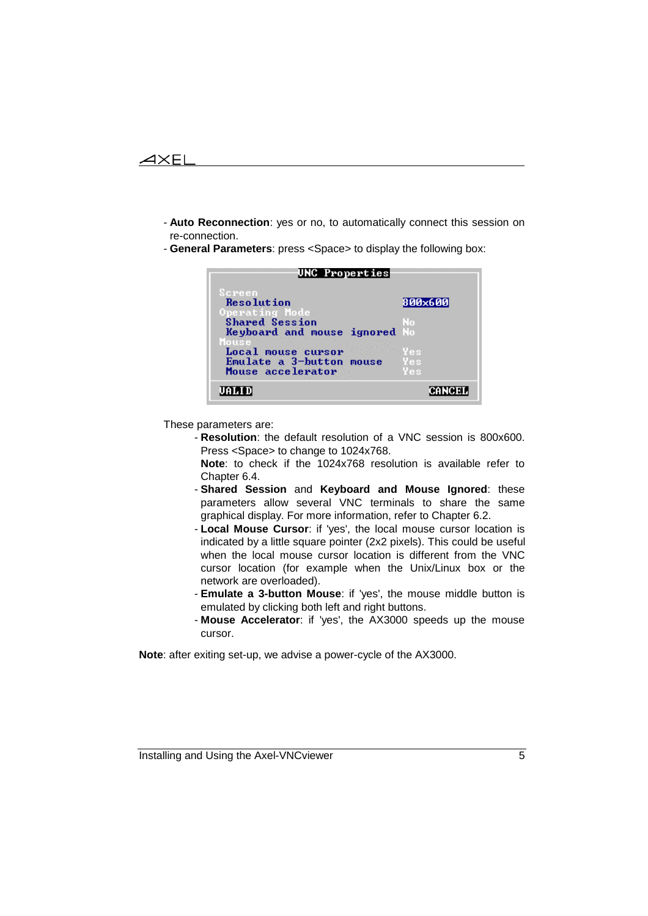- **Auto Reconnection**: yes or no, to automatically connect this session on re-connection.
- **General Parameters**: press <Space> to display the following box:

```
                    VNC Properties
Screen
  Resolution                              800x600
Operating Mode
  Shared Session                          No
  Keyboard and mouse ignored              No
Mouse
  Local mouse cursor                      Yes
  Emulate a 3-button mouse                Yes
  Mouse accelerator                       Yes

VALID                                      CANCEL
```

These parameters are:

- **Resolution**: the default resolution of a VNC session is 800x600. Press <Space> to change to 1024x768.
  **Note**: to check if the 1024x768 resolution is available refer to Chapter 6.4.
- **Shared Session** and **Keyboard and Mouse Ignored**: these parameters allow several VNC terminals to share the same graphical display. For more information, refer to Chapter 6.2.
- **Local Mouse Cursor**: if 'yes', the local mouse cursor location is indicated by a little square pointer (2x2 pixels). This could be useful when the local mouse cursor location is different from the VNC cursor location (for example when the Unix/Linux box or the network are overloaded).
- **Emulate a 3-button Mouse**: if 'yes', the mouse middle button is emulated by clicking both left and right buttons.
- **Mouse Accelerator**: if 'yes', the AX3000 speeds up the mouse cursor.

**Note**: after exiting set-up, we advise a power-cycle of the AX3000.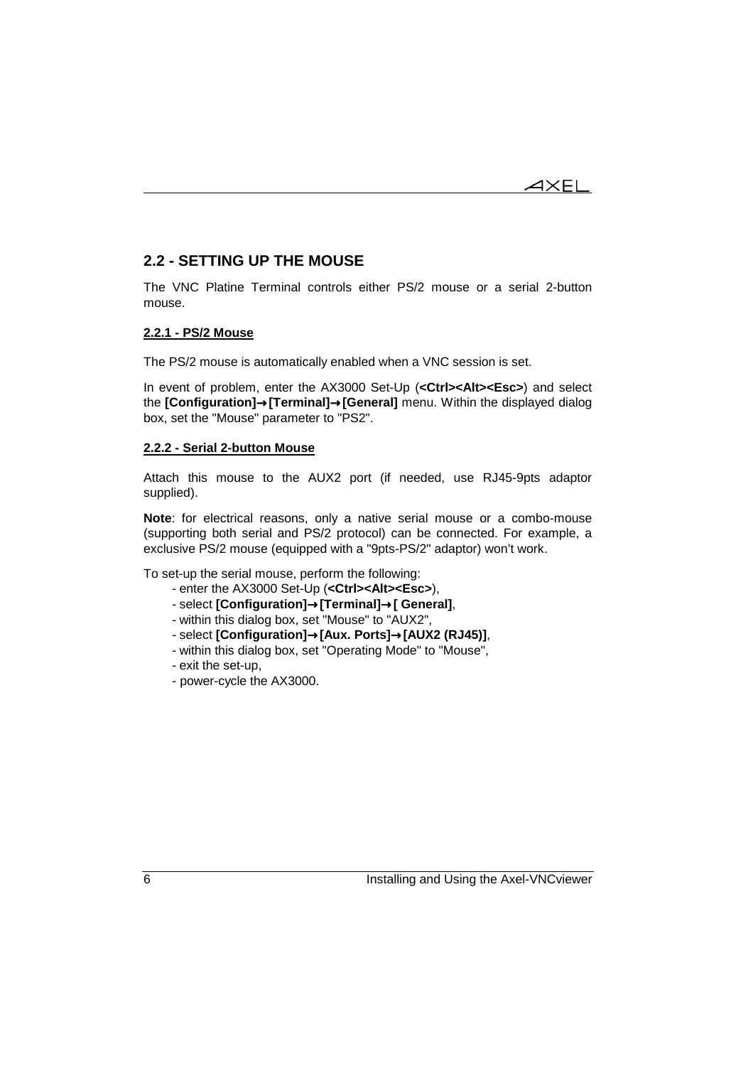## 2.2 - SETTING UP THE MOUSE

The VNC Platine Terminal controls either PS/2 mouse or a serial 2-button mouse.

### 2.2.1 - PS/2 Mouse

The PS/2 mouse is automatically enabled when a VNC session is set.

In event of problem, enter the AX3000 Set-Up (**<Ctrl><Alt><Esc>**) and select the **[Configuration]→[Terminal]→[General]** menu. Within the displayed dialog box, set the "Mouse" parameter to "PS2".

### 2.2.2 - Serial 2-button Mouse

Attach this mouse to the AUX2 port (if needed, use RJ45-9pts adaptor supplied).

**Note**: for electrical reasons, only a native serial mouse or a combo-mouse (supporting both serial and PS/2 protocol) can be connected. For example, a exclusive PS/2 mouse (equipped with a "9pts-PS/2" adaptor) won't work.

To set-up the serial mouse, perform the following:

- enter the AX3000 Set-Up (**<Ctrl><Alt><Esc>**),
- select **[Configuration]→[Terminal]→[ General]**,
- within this dialog box, set "Mouse" to "AUX2",
- select **[Configuration]→[Aux. Ports]→[AUX2 (RJ45)]**,
- within this dialog box, set "Operating Mode" to "Mouse",
- exit the set-up,
- power-cycle the AX3000.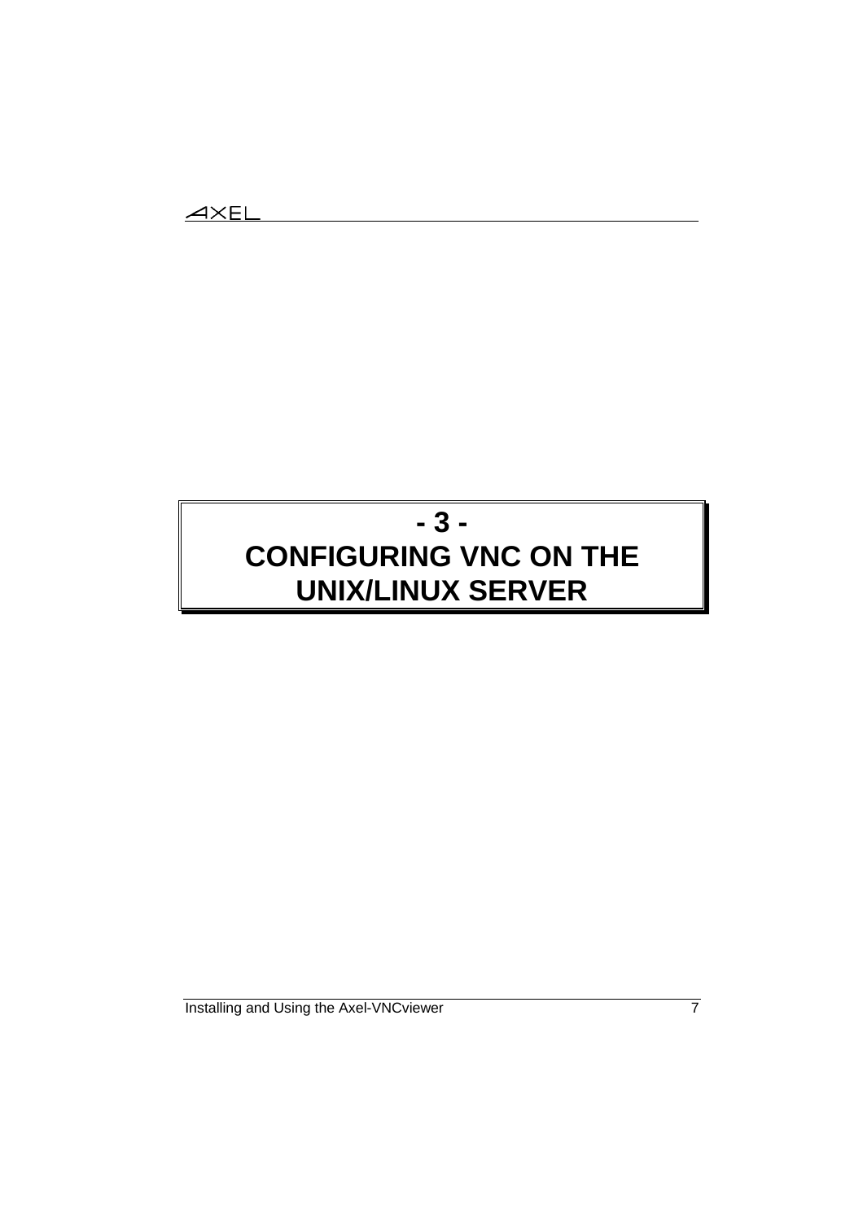# - 3 - CONFIGURING VNC ON THE UNIX/LINUX SERVER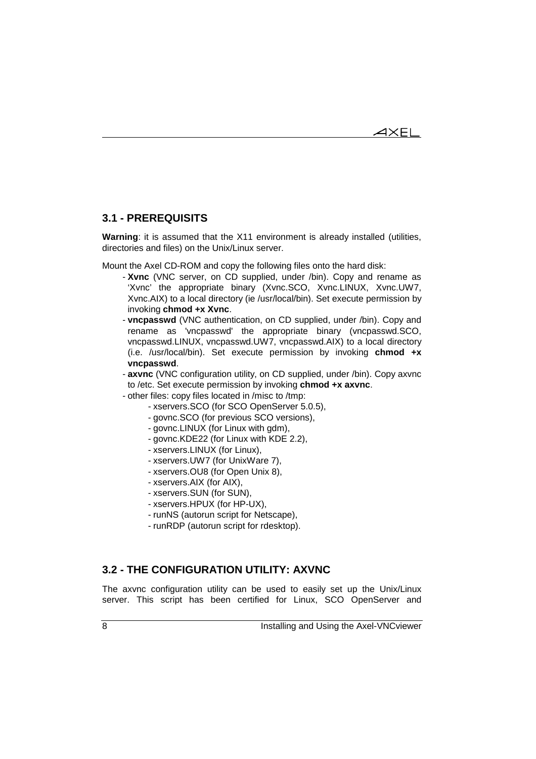## 3.1 - PREREQUISITS

**Warning**: it is assumed that the X11 environment is already installed (utilities, directories and files) on the Unix/Linux server.

Mount the Axel CD-ROM and copy the following files onto the hard disk:

- **Xvnc** (VNC server, on CD supplied, under /bin). Copy and rename as 'Xvnc' the appropriate binary (Xvnc.SCO, Xvnc.LINUX, Xvnc.UW7, Xvnc.AIX) to a local directory (ie /usr/local/bin). Set execute permission by invoking **chmod +x Xvnc**.
- **vncpasswd** (VNC authentication, on CD supplied, under /bin). Copy and rename as 'vncpasswd' the appropriate binary (vncpasswd.SCO, vncpasswd.LINUX, vncpasswd.UW7, vncpasswd.AIX) to a local directory (i.e. /usr/local/bin). Set execute permission by invoking **chmod +x vncpasswd**.
- **axvnc** (VNC configuration utility, on CD supplied, under /bin). Copy axvnc to /etc. Set execute permission by invoking **chmod +x axvnc**.
- other files: copy files located in /misc to /tmp:
    - xservers.SCO (for SCO OpenServer 5.0.5),
    - govnc.SCO (for previous SCO versions),
    - govnc.LINUX (for Linux with gdm),
    - govnc.KDE22 (for Linux with KDE 2.2),
    - xservers.LINUX (for Linux),
    - xservers.UW7 (for UnixWare 7),
    - xservers.OU8 (for Open Unix 8),
    - xservers.AIX (for AIX),
    - xservers.SUN (for SUN),
    - xservers.HPUX (for HP-UX),
    - runNS (autorun script for Netscape),
    - runRDP (autorun script for rdesktop).

## 3.2 - THE CONFIGURATION UTILITY: AXVNC

The axvnc configuration utility can be used to easily set up the Unix/Linux server. This script has been certified for Linux, SCO OpenServer and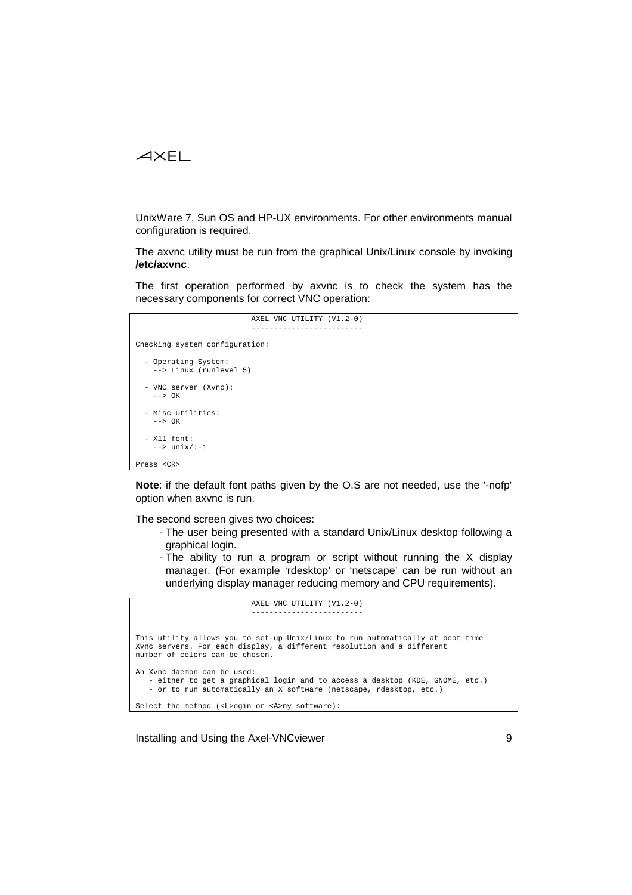UnixWare 7, Sun OS and HP-UX environments. For other environments manual configuration is required.

The axvnc utility must be run from the graphical Unix/Linux console by invoking **/etc/axvnc**.

The first operation performed by axvnc is to check the system has the necessary components for correct VNC operation:

```
                          AXEL VNC UTILITY (V1.2-0)
                          -------------------------

Checking system configuration:

  - Operating System:
    --> Linux (runlevel 5)

  - VNC server (Xvnc):
    --> OK

  - Misc Utilities:
    --> OK

  - X11 font:
    --> unix/:-1

Press <CR>
```

**Note**: if the default font paths given by the O.S are not needed, use the '-nofp' option when axvnc is run.

The second screen gives two choices:

- The user being presented with a standard Unix/Linux desktop following a graphical login.
- The ability to run a program or script without running the X display manager. (For example 'rdesktop' or 'netscape' can be run without an underlying display manager reducing memory and CPU requirements).

```
                          AXEL VNC UTILITY (V1.2-0)
                          -------------------------


This utility allows you to set-up Unix/Linux to run automatically at boot time
Xvnc servers. For each display, a different resolution and a different
number of colors can be chosen.

An Xvnc daemon can be used:
   - either to get a graphical login and to access a desktop (KDE, GNOME, etc.)
   - or to run automatically an X software (netscape, rdesktop, etc.)

Select the method (<L>ogin or <A>ny software):
```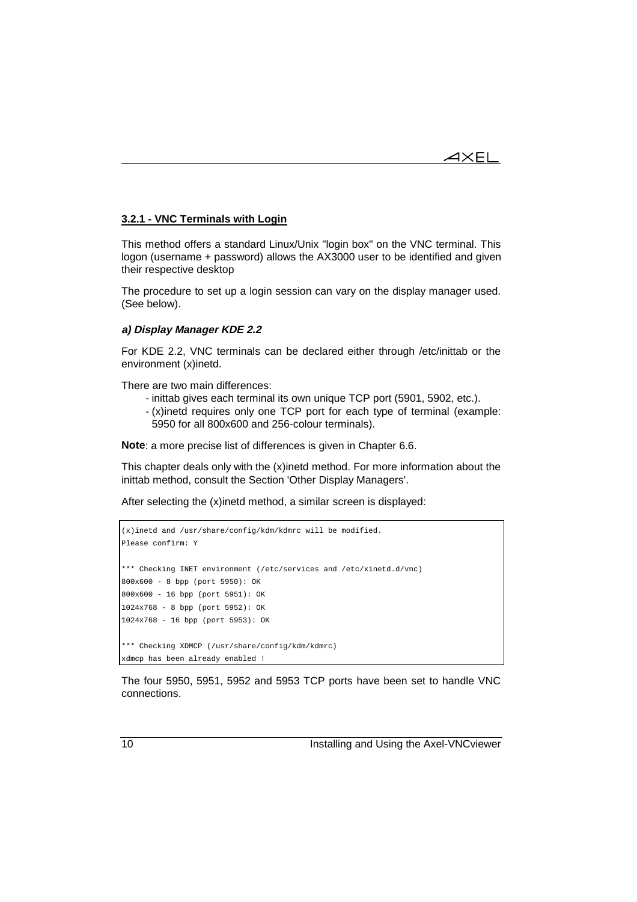### 3.2.1 - VNC Terminals with Login

This method offers a standard Linux/Unix "login box" on the VNC terminal. This logon (username + password) allows the AX3000 user to be identified and given their respective desktop

The procedure to set up a login session can vary on the display manager used. (See below).

#### *a) Display Manager KDE 2.2*

For KDE 2.2, VNC terminals can be declared either through /etc/inittab or the environment (x)inetd.

There are two main differences:

- inittab gives each terminal its own unique TCP port (5901, 5902, etc.).
- (x)inetd requires only one TCP port for each type of terminal (example: 5950 for all 800x600 and 256-colour terminals).

**Note**: a more precise list of differences is given in Chapter 6.6.

This chapter deals only with the (x)inetd method. For more information about the inittab method, consult the Section 'Other Display Managers'.

After selecting the (x)inetd method, a similar screen is displayed:

```
(x)inetd and /usr/share/config/kdm/kdmrc will be modified.
Please confirm: Y

*** Checking INET environment (/etc/services and /etc/xinetd.d/vnc)
800x600 - 8 bpp (port 5950): OK
800x600 - 16 bpp (port 5951): OK
1024x768 - 8 bpp (port 5952): OK
1024x768 - 16 bpp (port 5953): OK

*** Checking XDMCP (/usr/share/config/kdm/kdmrc)
xdmcp has been already enabled !
```

The four 5950, 5951, 5952 and 5953 TCP ports have been set to handle VNC connections.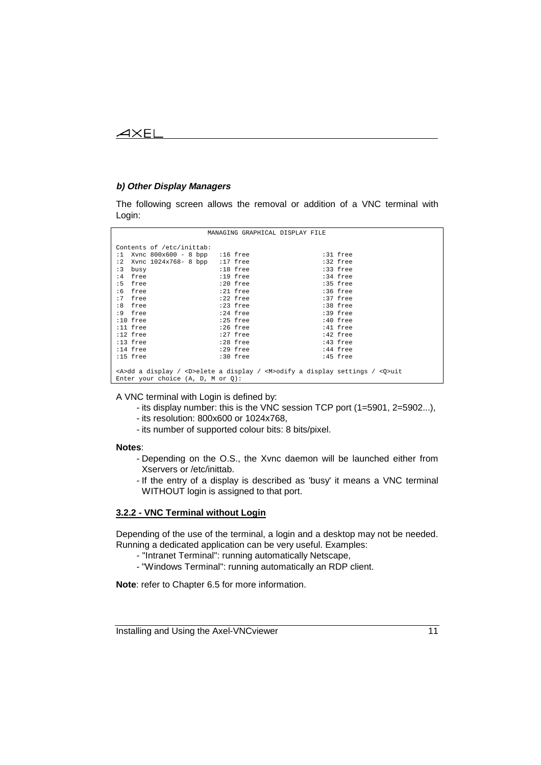### b) Other Display Managers

The following screen allows the removal or addition of a VNC terminal with Login:

```
                         MANAGING GRAPHICAL DISPLAY FILE

Contents of /etc/inittab:
:1  Xvnc 800x600 - 8 bpp   :16 free                  :31 free
:2  Xvnc 1024x768- 8 bpp   :17 free                  :32 free
:3  busy                   :18 free                  :33 free
:4  free                   :19 free                  :34 free
:5  free                   :20 free                  :35 free
:6  free                   :21 free                  :36 free
:7  free                   :22 free                  :37 free
:8  free                   :23 free                  :38 free
:9  free                   :24 free                  :39 free
:10 free                   :25 free                  :40 free
:11 free                   :26 free                  :41 free
:12 free                   :27 free                  :42 free
:13 free                   :28 free                  :43 free
:14 free                   :29 free                  :44 free
:15 free                   :30 free                  :45 free

<A>dd a display / <D>elete a display / <M>odify a display settings / <Q>uit
Enter your choice (A, D, M or Q):
```

A VNC terminal with Login is defined by:

- its display number: this is the VNC session TCP port (1=5901, 2=5902...),
- its resolution: 800x600 or 1024x768,
- its number of supported colour bits: 8 bits/pixel.

**Notes**:

- Depending on the O.S., the Xvnc daemon will be launched either from Xservers or /etc/inittab.
- If the entry of a display is described as 'busy' it means a VNC terminal WITHOUT login is assigned to that port.

### 3.2.2 - VNC Terminal without Login

Depending of the use of the terminal, a login and a desktop may not be needed. Running a dedicated application can be very useful. Examples:

- "Intranet Terminal": running automatically Netscape,
- "Windows Terminal": running automatically an RDP client.

**Note**: refer to Chapter 6.5 for more information.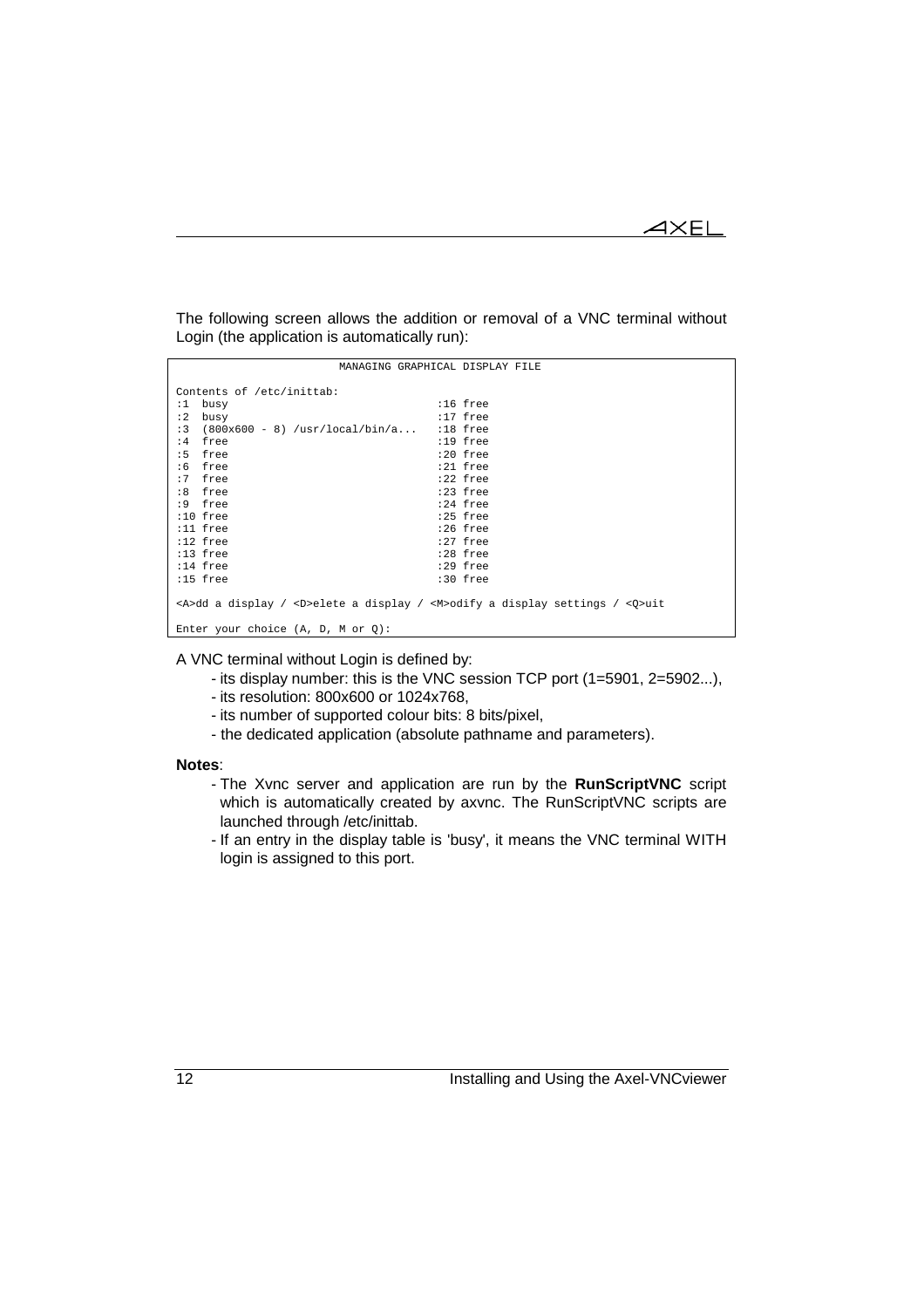The following screen allows the addition or removal of a VNC terminal without Login (the application is automatically run):

```
                         MANAGING GRAPHICAL DISPLAY FILE

Contents of /etc/inittab:
:1  busy                                 :16 free
:2  busy                                 :17 free
:3  (800x600 - 8) /usr/local/bin/a...    :18 free
:4  free                                 :19 free
:5  free                                 :20 free
:6  free                                 :21 free
:7  free                                 :22 free
:8  free                                 :23 free
:9  free                                 :24 free
:10 free                                 :25 free
:11 free                                 :26 free
:12 free                                 :27 free
:13 free                                 :28 free
:14 free                                 :29 free
:15 free                                 :30 free

<A>dd a display / <D>elete a display / <M>odify a display settings / <Q>uit

Enter your choice (A, D, M or Q):
```

A VNC terminal without Login is defined by:

- its display number: this is the VNC session TCP port (1=5901, 2=5902...),
- its resolution: 800x600 or 1024x768,
- its number of supported colour bits: 8 bits/pixel,
- the dedicated application (absolute pathname and parameters).

**Notes**:

- The Xvnc server and application are run by the **RunScriptVNC** script which is automatically created by axvnc. The RunScriptVNC scripts are launched through /etc/inittab.
- If an entry in the display table is 'busy', it means the VNC terminal WITH login is assigned to this port.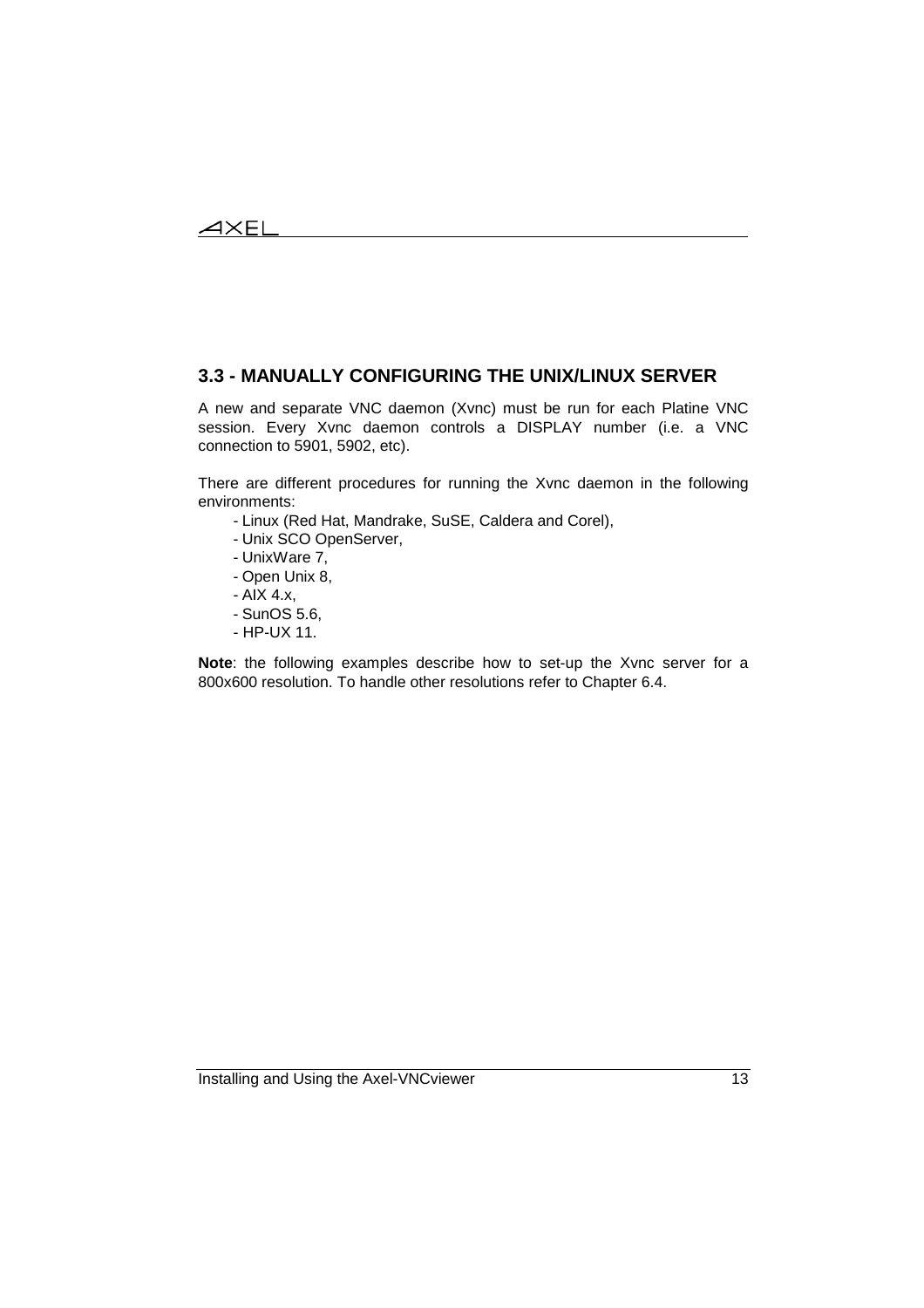## 3.3 - MANUALLY CONFIGURING THE UNIX/LINUX SERVER

A new and separate VNC daemon (Xvnc) must be run for each Platine VNC session. Every Xvnc daemon controls a DISPLAY number (i.e. a VNC connection to 5901, 5902, etc).

There are different procedures for running the Xvnc daemon in the following environments:

- Linux (Red Hat, Mandrake, SuSE, Caldera and Corel),
- Unix SCO OpenServer,
- UnixWare 7,
- Open Unix 8,
- AIX 4.x,
- SunOS 5.6,
- HP-UX 11.

**Note**: the following examples describe how to set-up the Xvnc server for a 800x600 resolution. To handle other resolutions refer to Chapter 6.4.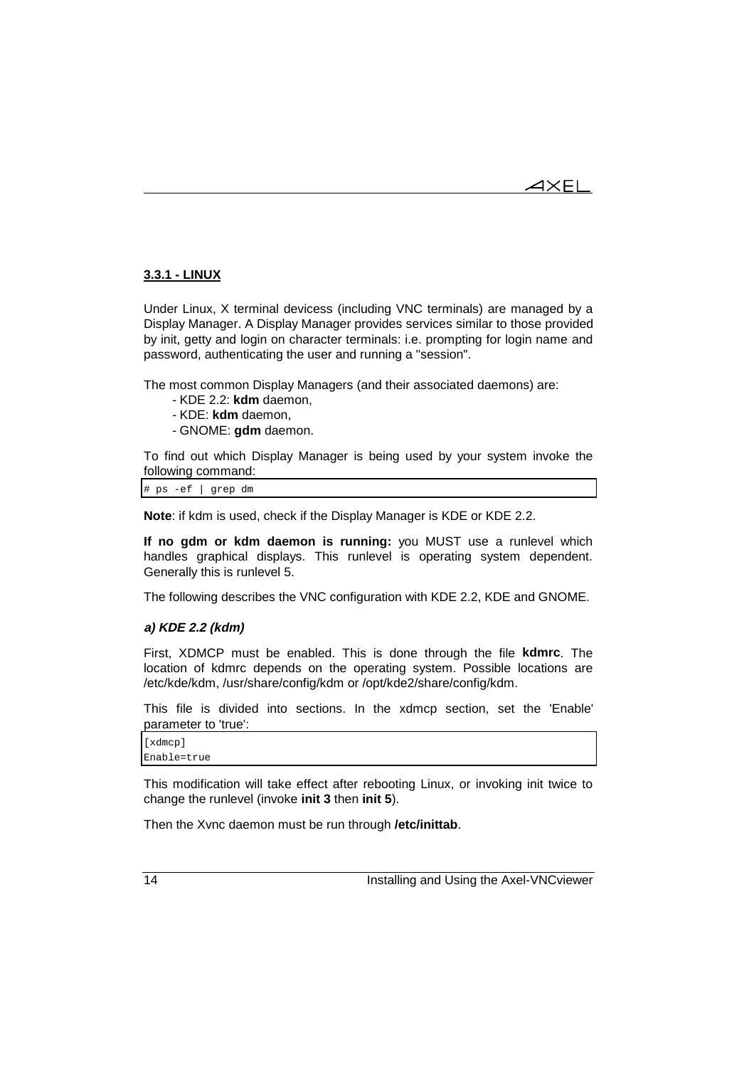### 3.3.1 - LINUX

Under Linux, X terminal devicess (including VNC terminals) are managed by a Display Manager. A Display Manager provides services similar to those provided by init, getty and login on character terminals: i.e. prompting for login name and password, authenticating the user and running a "session".

The most common Display Managers (and their associated daemons) are:

- KDE 2.2: **kdm** daemon,
- KDE: **kdm** daemon,
- GNOME: **gdm** daemon.

To find out which Display Manager is being used by your system invoke the following command:

```
# ps -ef | grep dm
```

**Note**: if kdm is used, check if the Display Manager is KDE or KDE 2.2.

**If no gdm or kdm daemon is running:** you MUST use a runlevel which handles graphical displays. This runlevel is operating system dependent. Generally this is runlevel 5.

The following describes the VNC configuration with KDE 2.2, KDE and GNOME.

#### *a) KDE 2.2 (kdm)*

First, XDMCP must be enabled. This is done through the file **kdmrc**. The location of kdmrc depends on the operating system. Possible locations are /etc/kde/kdm, /usr/share/config/kdm or /opt/kde2/share/config/kdm.

This file is divided into sections. In the xdmcp section, set the 'Enable' parameter to 'true':

```
[xdmcp]
Enable=true
```

This modification will take effect after rebooting Linux, or invoking init twice to change the runlevel (invoke **init 3** then **init 5**).

Then the Xvnc daemon must be run through **/etc/inittab**.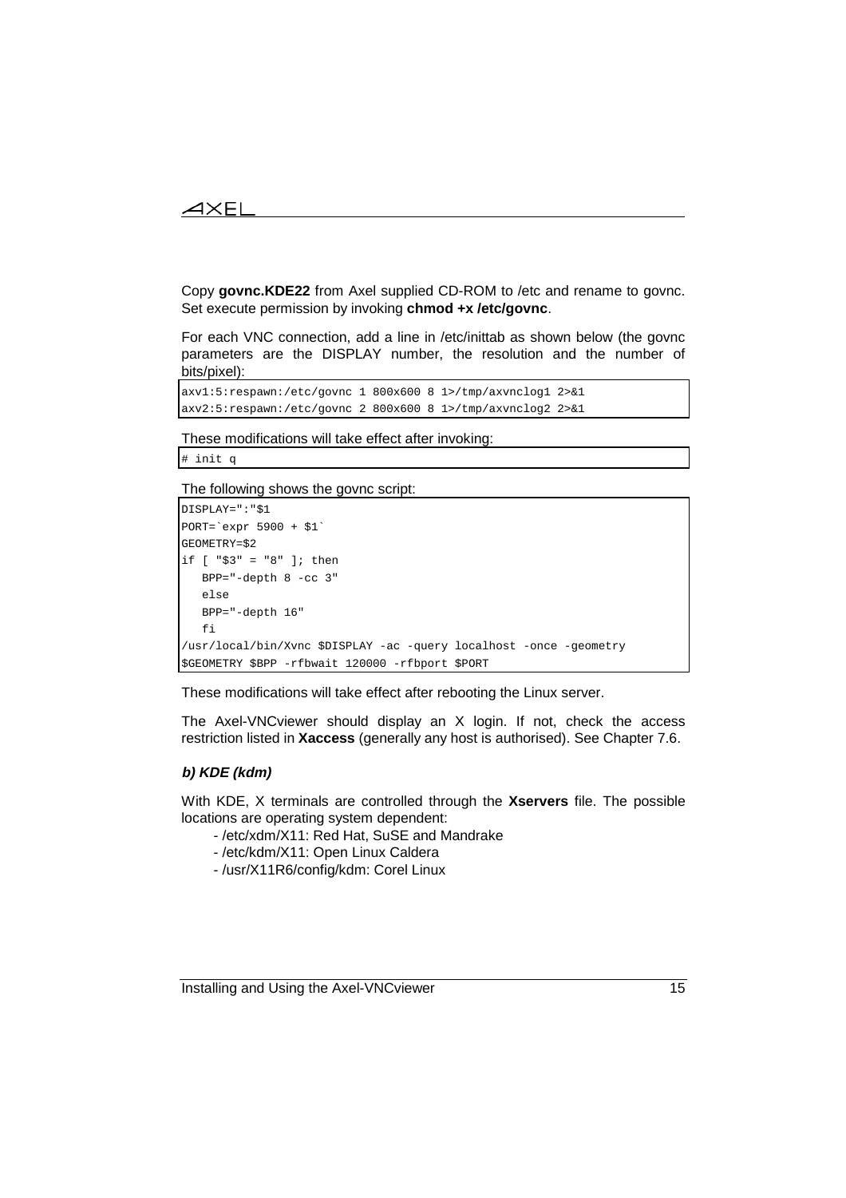Copy **govnc.KDE22** from Axel supplied CD-ROM to /etc and rename to govnc. Set execute permission by invoking **chmod +x /etc/govnc**.

For each VNC connection, add a line in /etc/inittab as shown below (the govnc parameters are the DISPLAY number, the resolution and the number of bits/pixel):

```
axv1:5:respawn:/etc/govnc 1 800x600 8 1>/tmp/axvnclog1 2>&1
axv2:5:respawn:/etc/govnc 2 800x600 8 1>/tmp/axvnclog2 2>&1
```

These modifications will take effect after invoking:

```
# init q
```

The following shows the govnc script:

```
DISPLAY=":"$1
PORT=`expr 5900 + $1`
GEOMETRY=$2
if [ "$3" = "8" ]; then
   BPP="-depth 8 -cc 3"
   else
   BPP="-depth 16"
   fi
/usr/local/bin/Xvnc $DISPLAY -ac -query localhost -once -geometry
$GEOMETRY $BPP -rfbwait 120000 -rfbport $PORT
```

These modifications will take effect after rebooting the Linux server.

The Axel-VNCviewer should display an X login. If not, check the access restriction listed in **Xaccess** (generally any host is authorised). See Chapter 7.6.

#### *b) KDE (kdm)*

With KDE, X terminals are controlled through the **Xservers** file. The possible locations are operating system dependent:

- /etc/xdm/X11: Red Hat, SuSE and Mandrake
- /etc/kdm/X11: Open Linux Caldera
- /usr/X11R6/config/kdm: Corel Linux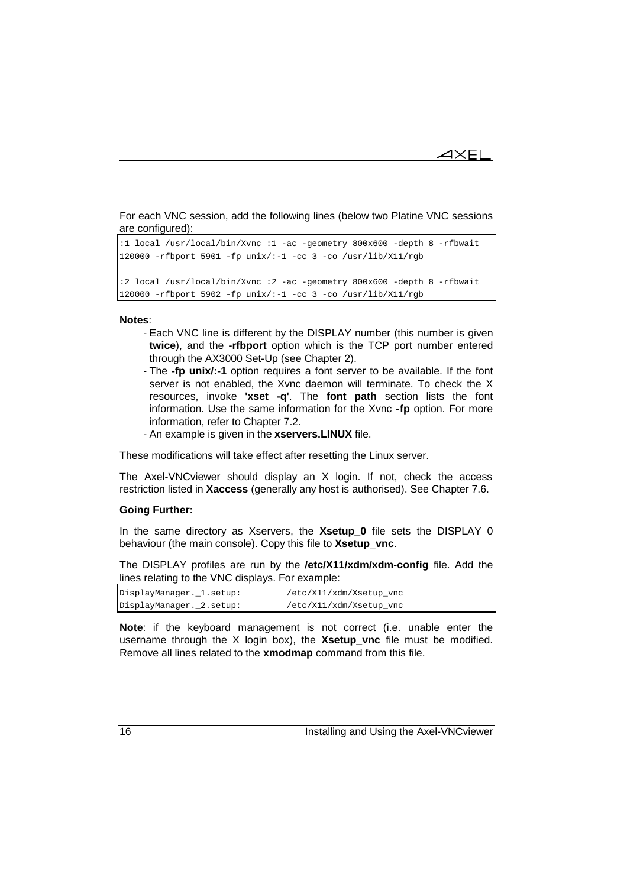For each VNC session, add the following lines (below two Platine VNC sessions are configured):

```
:1 local /usr/local/bin/Xvnc :1 -ac -geometry 800x600 -depth 8 -rfbwait
120000 -rfbport 5901 -fp unix/:-1 -cc 3 -co /usr/lib/X11/rgb

:2 local /usr/local/bin/Xvnc :2 -ac -geometry 800x600 -depth 8 -rfbwait
120000 -rfbport 5902 -fp unix/:-1 -cc 3 -co /usr/lib/X11/rgb
```

**Notes**:

- Each VNC line is different by the DISPLAY number (this number is given **twice**), and the **-rfbport** option which is the TCP port number entered through the AX3000 Set-Up (see Chapter 2).
- The **-fp unix/:-1** option requires a font server to be available. If the font server is not enabled, the Xvnc daemon will terminate. To check the X resources, invoke **'xset -q'**. The **font path** section lists the font information. Use the same information for the Xvnc -**fp** option. For more information, refer to Chapter 7.2.
- An example is given in the **xservers.LINUX** file.

These modifications will take effect after resetting the Linux server.

The Axel-VNCviewer should display an X login. If not, check the access restriction listed in **Xaccess** (generally any host is authorised). See Chapter 7.6.

**Going Further:**

In the same directory as Xservers, the **Xsetup_0** file sets the DISPLAY 0 behaviour (the main console). Copy this file to **Xsetup_vnc**.

The DISPLAY profiles are run by the **/etc/X11/xdm/xdm-config** file. Add the lines relating to the VNC displays. For example:

```
DisplayManager._1.setup:        /etc/X11/xdm/Xsetup_vnc
DisplayManager._2.setup:        /etc/X11/xdm/Xsetup_vnc
```

**Note**: if the keyboard management is not correct (i.e. unable enter the username through the X login box), the **Xsetup_vnc** file must be modified. Remove all lines related to the **xmodmap** command from this file.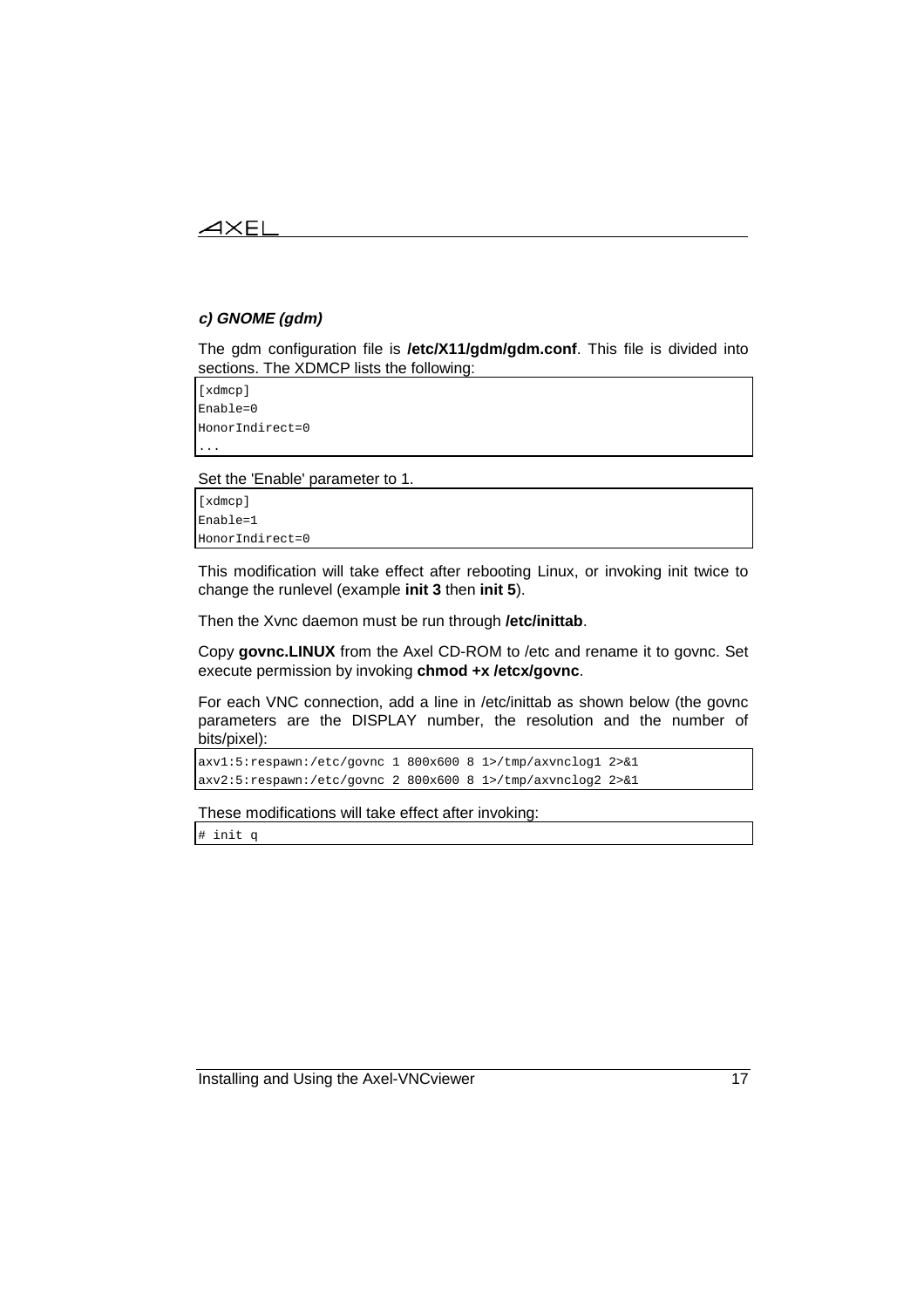#### *c) GNOME (gdm)*

The gdm configuration file is **/etc/X11/gdm/gdm.conf**. This file is divided into sections. The XDMCP lists the following:

```
[xdmcp]
Enable=0
HonorIndirect=0
...
```

Set the 'Enable' parameter to 1.

```
[xdmcp]
Enable=1
HonorIndirect=0
```

This modification will take effect after rebooting Linux, or invoking init twice to change the runlevel (example **init 3** then **init 5**).

Then the Xvnc daemon must be run through **/etc/inittab**.

Copy **govnc.LINUX** from the Axel CD-ROM to /etc and rename it to govnc. Set execute permission by invoking **chmod +x /etcx/govnc**.

For each VNC connection, add a line in /etc/inittab as shown below (the govnc parameters are the DISPLAY number, the resolution and the number of bits/pixel):

```
axv1:5:respawn:/etc/govnc 1 800x600 8 1>/tmp/axvnclog1 2>&1
axv2:5:respawn:/etc/govnc 2 800x600 8 1>/tmp/axvnclog2 2>&1
```

These modifications will take effect after invoking:

```
# init q
```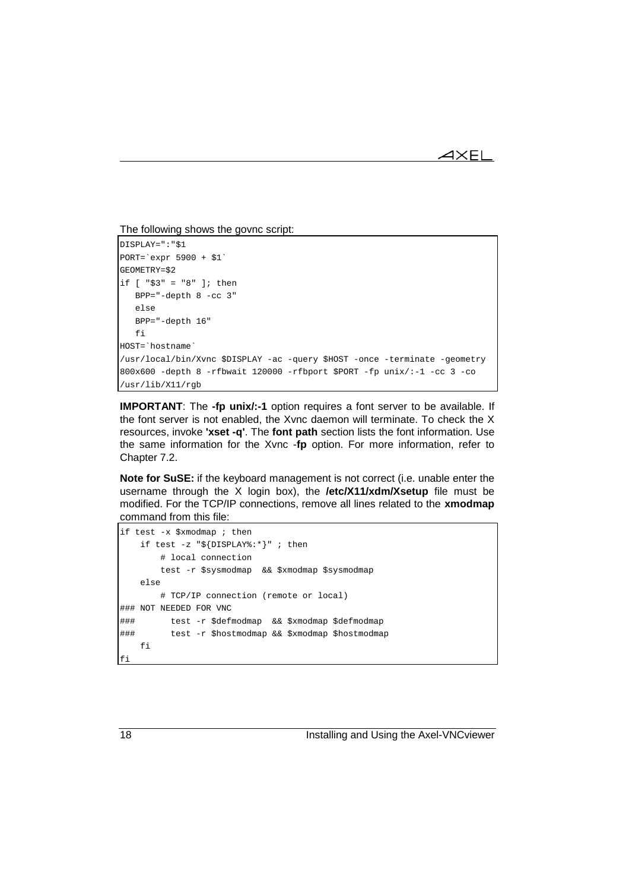The following shows the govnc script:

```
DISPLAY=":"$1
PORT=`expr 5900 + $1`
GEOMETRY=$2
if [ "$3" = "8" ]; then
   BPP="-depth 8 -cc 3"
   else
   BPP="-depth 16"
   fi
HOST=`hostname`
/usr/local/bin/Xvnc $DISPLAY -ac -query $HOST -once -terminate -geometry
800x600 -depth 8 -rfbwait 120000 -rfbport $PORT -fp unix/:-1 -cc 3 -co
/usr/lib/X11/rgb
```

**IMPORTANT**: The **-fp unix/:-1** option requires a font server to be available. If the font server is not enabled, the Xvnc daemon will terminate. To check the X resources, invoke **'xset -q'**. The **font path** section lists the font information. Use the same information for the Xvnc -**fp** option. For more information, refer to Chapter 7.2.

**Note for SuSE:** if the keyboard management is not correct (i.e. unable enter the username through the X login box), the **/etc/X11/xdm/Xsetup** file must be modified. For the TCP/IP connections, remove all lines related to the **xmodmap** command from this file:

```
if test -x $xmodmap ; then
    if test -z "${DISPLAY%:*}" ; then
        # local connection
        test -r $sysmodmap  && $xmodmap $sysmodmap
    else
        # TCP/IP connection (remote or local)
### NOT NEEDED FOR VNC
###       test -r $defmodmap  && $xmodmap $defmodmap
###       test -r $hostmodmap && $xmodmap $hostmodmap
    fi
fi
```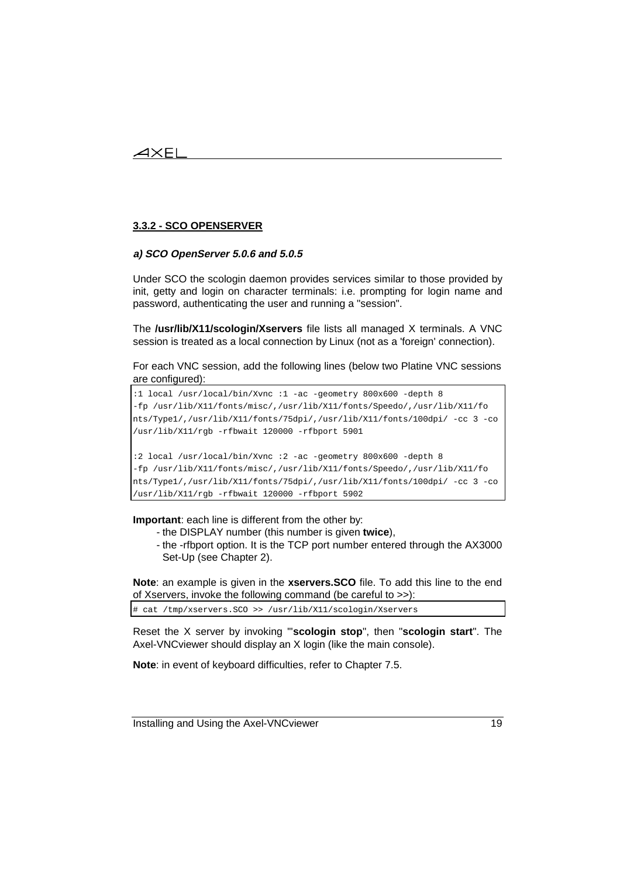### 3.3.2 - SCO OPENSERVER

#### *a) SCO OpenServer 5.0.6 and 5.0.5*

Under SCO the scologin daemon provides services similar to those provided by init, getty and login on character terminals: i.e. prompting for login name and password, authenticating the user and running a "session".

The **/usr/lib/X11/scologin/Xservers** file lists all managed X terminals. A VNC session is treated as a local connection by Linux (not as a 'foreign' connection).

For each VNC session, add the following lines (below two Platine VNC sessions are configured):

```
:1 local /usr/local/bin/Xvnc :1 -ac -geometry 800x600 -depth 8
-fp /usr/lib/X11/fonts/misc/,/usr/lib/X11/fonts/Speedo/,/usr/lib/X11/fo
nts/Type1/,/usr/lib/X11/fonts/75dpi/,/usr/lib/X11/fonts/100dpi/ -cc 3 -co
/usr/lib/X11/rgb -rfbwait 120000 -rfbport 5901

:2 local /usr/local/bin/Xvnc :2 -ac -geometry 800x600 -depth 8
-fp /usr/lib/X11/fonts/misc/,/usr/lib/X11/fonts/Speedo/,/usr/lib/X11/fo
nts/Type1/,/usr/lib/X11/fonts/75dpi/,/usr/lib/X11/fonts/100dpi/ -cc 3 -co
/usr/lib/X11/rgb -rfbwait 120000 -rfbport 5902
```

**Important**: each line is different from the other by:

- the DISPLAY number (this number is given **twice**),
- the -rfbport option. It is the TCP port number entered through the AX3000 Set-Up (see Chapter 2).

**Note**: an example is given in the **xservers.SCO** file. To add this line to the end of Xservers, invoke the following command (be careful to >>):

```
# cat /tmp/xservers.SCO >> /usr/lib/X11/scologin/Xservers
```

Reset the X server by invoking "'**scologin stop**", then "**scologin start**". The Axel-VNCviewer should display an X login (like the main console).

**Note**: in event of keyboard difficulties, refer to Chapter 7.5.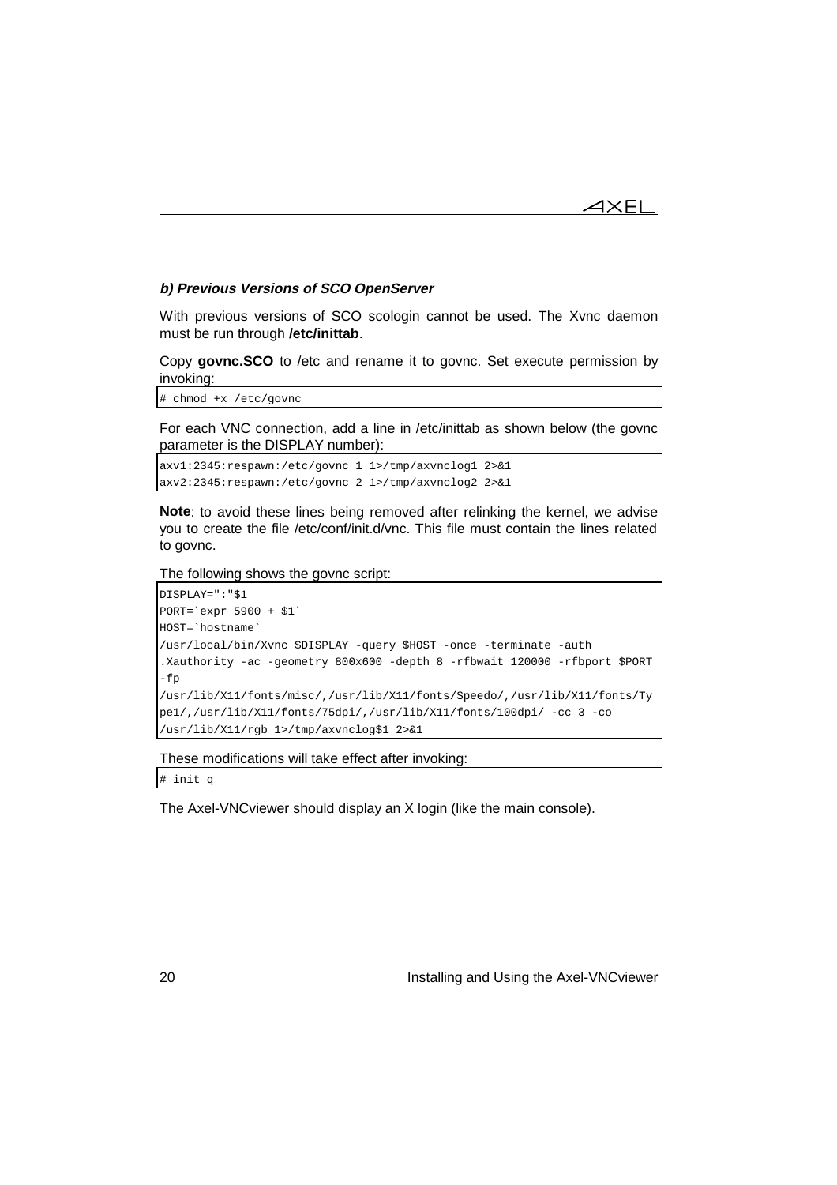#### b) Previous Versions of SCO OpenServer

With previous versions of SCO scologin cannot be used. The Xvnc daemon must be run through **/etc/inittab**.

Copy **govnc.SCO** to /etc and rename it to govnc. Set execute permission by invoking:

```
# chmod +x /etc/govnc
```

For each VNC connection, add a line in /etc/inittab as shown below (the govnc parameter is the DISPLAY number):

```
axv1:2345:respawn:/etc/govnc 1 1>/tmp/axvnclog1 2>&1
axv2:2345:respawn:/etc/govnc 2 1>/tmp/axvnclog2 2>&1
```

**Note**: to avoid these lines being removed after relinking the kernel, we advise you to create the file /etc/conf/init.d/vnc. This file must contain the lines related to govnc.

The following shows the govnc script:

```
DISPLAY=":"$1
PORT=`expr 5900 + $1`
HOST=`hostname`
/usr/local/bin/Xvnc $DISPLAY -query $HOST -once -terminate -auth
.Xauthority -ac -geometry 800x600 -depth 8 -rfbwait 120000 -rfbport $PORT
-fp
/usr/lib/X11/fonts/misc/,/usr/lib/X11/fonts/Speedo/,/usr/lib/X11/fonts/Ty
pe1/,/usr/lib/X11/fonts/75dpi/,/usr/lib/X11/fonts/100dpi/ -cc 3 -co
/usr/lib/X11/rgb 1>/tmp/axvnclog$1 2>&1
```

These modifications will take effect after invoking:

```
# init q
```

The Axel-VNCviewer should display an X login (like the main console).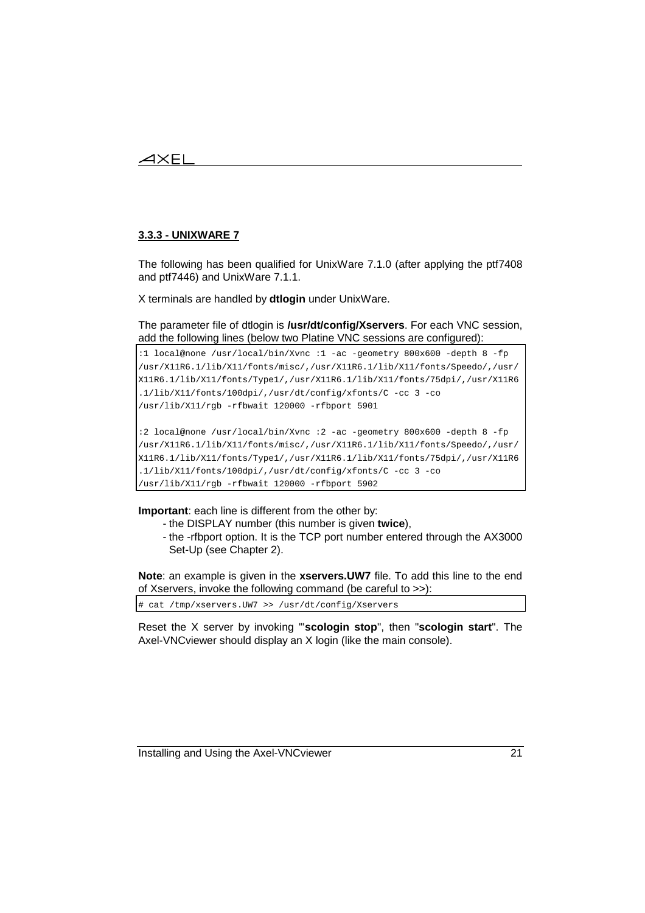### 3.3.3 - UNIXWARE 7

The following has been qualified for UnixWare 7.1.0 (after applying the ptf7408 and ptf7446) and UnixWare 7.1.1.

X terminals are handled by **dtlogin** under UnixWare.

The parameter file of dtlogin is **/usr/dt/config/Xservers**. For each VNC session, add the following lines (below two Platine VNC sessions are configured):

```
:1 local@none /usr/local/bin/Xvnc :1 -ac -geometry 800x600 -depth 8 -fp
/usr/X11R6.1/lib/X11/fonts/misc/,/usr/X11R6.1/lib/X11/fonts/Speedo/,/usr/
X11R6.1/lib/X11/fonts/Type1/,/usr/X11R6.1/lib/X11/fonts/75dpi/,/usr/X11R6
.1/lib/X11/fonts/100dpi/,/usr/dt/config/xfonts/C -cc 3 -co
/usr/lib/X11/rgb -rfbwait 120000 -rfbport 5901

:2 local@none /usr/local/bin/Xvnc :2 -ac -geometry 800x600 -depth 8 -fp
/usr/X11R6.1/lib/X11/fonts/misc/,/usr/X11R6.1/lib/X11/fonts/Speedo/,/usr/
X11R6.1/lib/X11/fonts/Type1/,/usr/X11R6.1/lib/X11/fonts/75dpi/,/usr/X11R6
.1/lib/X11/fonts/100dpi/,/usr/dt/config/xfonts/C -cc 3 -co
/usr/lib/X11/rgb -rfbwait 120000 -rfbport 5902
```

**Important**: each line is different from the other by:

- the DISPLAY number (this number is given **twice**),
- the -rfbport option. It is the TCP port number entered through the AX3000 Set-Up (see Chapter 2).

**Note**: an example is given in the **xservers.UW7** file. To add this line to the end of Xservers, invoke the following command (be careful to >>):

```
# cat /tmp/xservers.UW7 >> /usr/dt/config/Xservers
```

Reset the X server by invoking "'**scologin stop**", then "**scologin start**". The Axel-VNCviewer should display an X login (like the main console).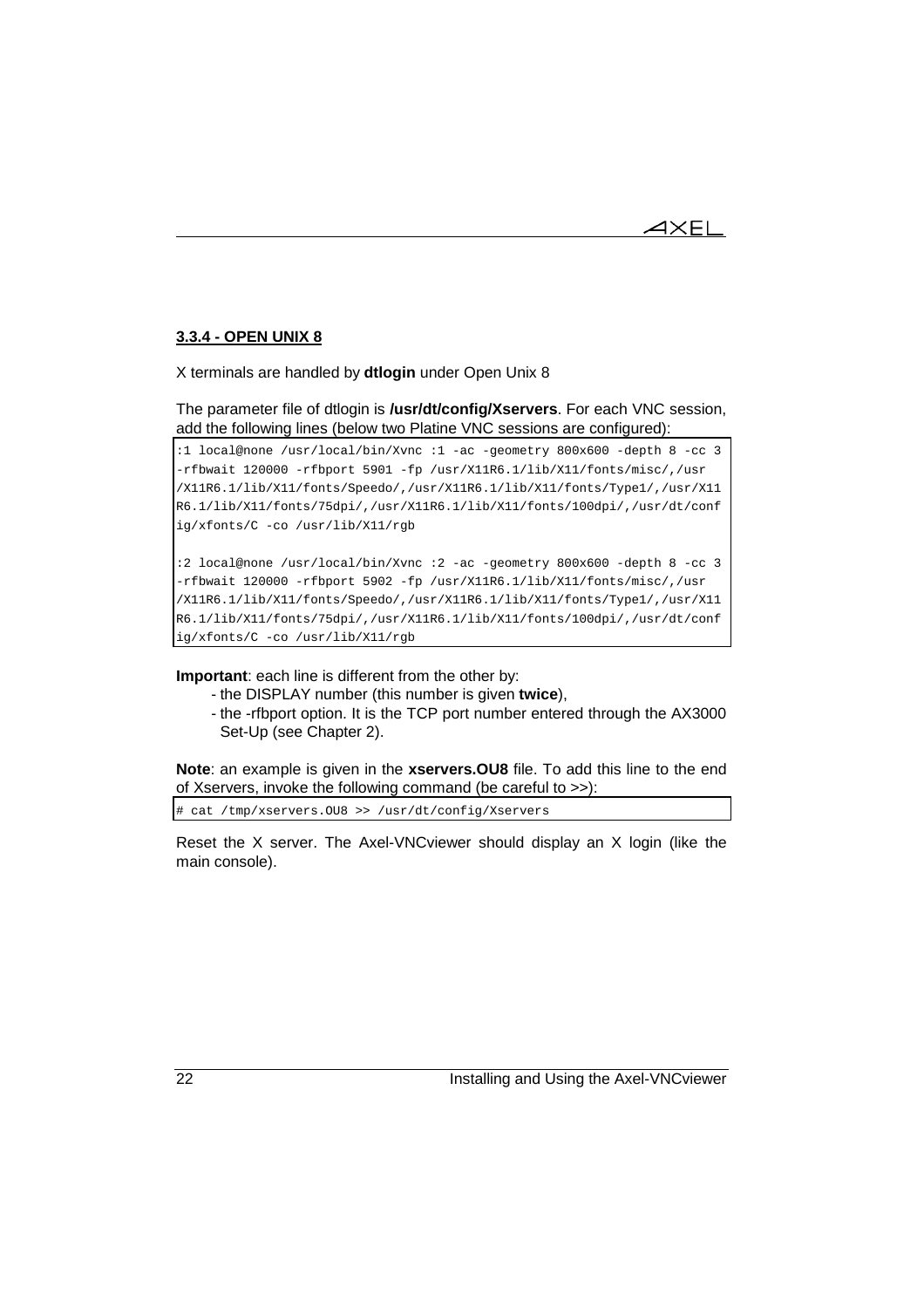### 3.3.4 - OPEN UNIX 8

X terminals are handled by **dtlogin** under Open Unix 8

The parameter file of dtlogin is **/usr/dt/config/Xservers**. For each VNC session, add the following lines (below two Platine VNC sessions are configured):

```
:1 local@none /usr/local/bin/Xvnc :1 -ac -geometry 800x600 -depth 8 -cc 3
-rfbwait 120000 -rfbport 5901 -fp /usr/X11R6.1/lib/X11/fonts/misc/,/usr
/X11R6.1/lib/X11/fonts/Speedo/,/usr/X11R6.1/lib/X11/fonts/Type1/,/usr/X11
R6.1/lib/X11/fonts/75dpi/,/usr/X11R6.1/lib/X11/fonts/100dpi/,/usr/dt/conf
ig/xfonts/C -co /usr/lib/X11/rgb

:2 local@none /usr/local/bin/Xvnc :2 -ac -geometry 800x600 -depth 8 -cc 3
-rfbwait 120000 -rfbport 5902 -fp /usr/X11R6.1/lib/X11/fonts/misc/,/usr
/X11R6.1/lib/X11/fonts/Speedo/,/usr/X11R6.1/lib/X11/fonts/Type1/,/usr/X11
R6.1/lib/X11/fonts/75dpi/,/usr/X11R6.1/lib/X11/fonts/100dpi/,/usr/dt/conf
ig/xfonts/C -co /usr/lib/X11/rgb
```

**Important**: each line is different from the other by:

- the DISPLAY number (this number is given **twice**),
- the -rfbport option. It is the TCP port number entered through the AX3000 Set-Up (see Chapter 2).

**Note**: an example is given in the **xservers.OU8** file. To add this line to the end of Xservers, invoke the following command (be careful to >>):

```
# cat /tmp/xservers.OU8 >> /usr/dt/config/Xservers
```

Reset the X server. The Axel-VNCviewer should display an X login (like the main console).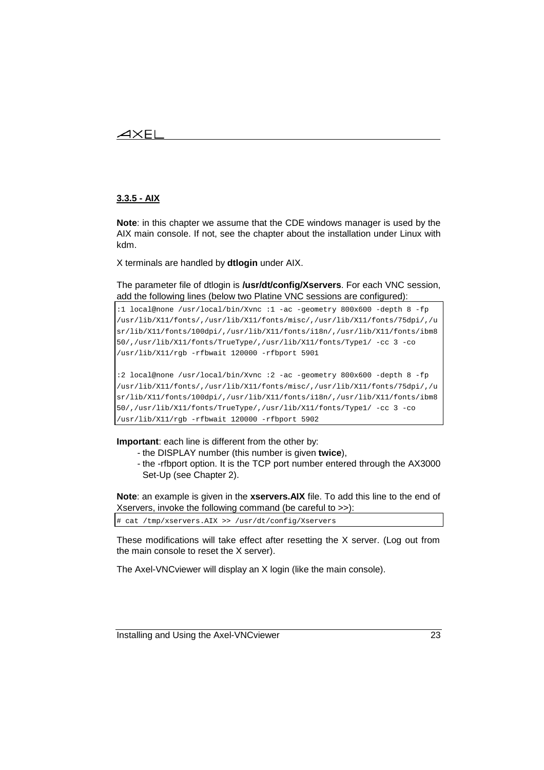### 3.3.5 - AIX

**Note**: in this chapter we assume that the CDE windows manager is used by the AIX main console. If not, see the chapter about the installation under Linux with kdm.

X terminals are handled by **dtlogin** under AIX.

The parameter file of dtlogin is **/usr/dt/config/Xservers**. For each VNC session, add the following lines (below two Platine VNC sessions are configured):

```
:1 local@none /usr/local/bin/Xvnc :1 -ac -geometry 800x600 -depth 8 -fp
/usr/lib/X11/fonts/,/usr/lib/X11/fonts/misc/,/usr/lib/X11/fonts/75dpi/,/u
sr/lib/X11/fonts/100dpi/,/usr/lib/X11/fonts/i18n/,/usr/lib/X11/fonts/ibm8
50/,/usr/lib/X11/fonts/TrueType/,/usr/lib/X11/fonts/Type1/ -cc 3 -co
/usr/lib/X11/rgb -rfbwait 120000 -rfbport 5901

:2 local@none /usr/local/bin/Xvnc :2 -ac -geometry 800x600 -depth 8 -fp
/usr/lib/X11/fonts/,/usr/lib/X11/fonts/misc/,/usr/lib/X11/fonts/75dpi/,/u
sr/lib/X11/fonts/100dpi/,/usr/lib/X11/fonts/i18n/,/usr/lib/X11/fonts/ibm8
50/,/usr/lib/X11/fonts/TrueType/,/usr/lib/X11/fonts/Type1/ -cc 3 -co
/usr/lib/X11/rgb -rfbwait 120000 -rfbport 5902
```

**Important**: each line is different from the other by:

- the DISPLAY number (this number is given **twice**),
- the -rfbport option. It is the TCP port number entered through the AX3000 Set-Up (see Chapter 2).

**Note**: an example is given in the **xservers.AIX** file. To add this line to the end of Xservers, invoke the following command (be careful to >>):

```
# cat /tmp/xservers.AIX >> /usr/dt/config/Xservers
```

These modifications will take effect after resetting the X server. (Log out from the main console to reset the X server).

The Axel-VNCviewer will display an X login (like the main console).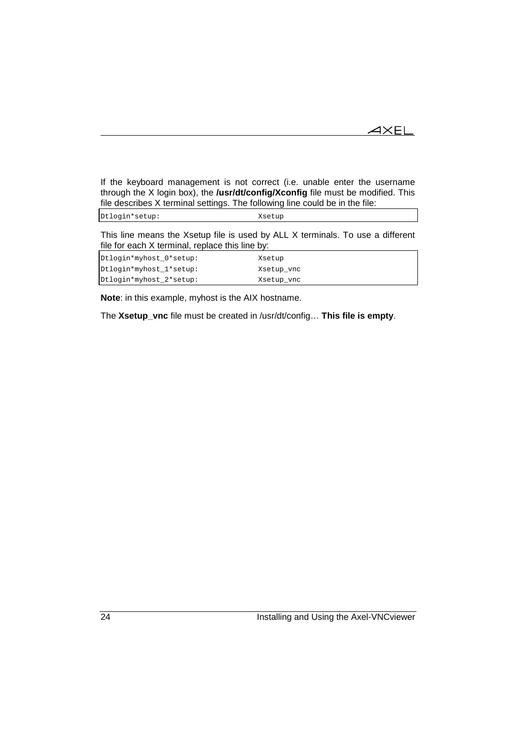If the keyboard management is not correct (i.e. unable enter the username through the X login box), the **/usr/dt/config/Xconfig** file must be modified. This file describes X terminal settings. The following line could be in the file:

```
Dtlogin*setup:                  Xsetup
```

This line means the Xsetup file is used by ALL X terminals. To use a different file for each X terminal, replace this line by:

```
Dtlogin*myhost_0*setup:         Xsetup
Dtlogin*myhost_1*setup:         Xsetup_vnc
Dtlogin*myhost_2*setup:         Xsetup_vnc
```

**Note**: in this example, myhost is the AIX hostname.

The **Xsetup_vnc** file must be created in /usr/dt/config… **This file is empty**.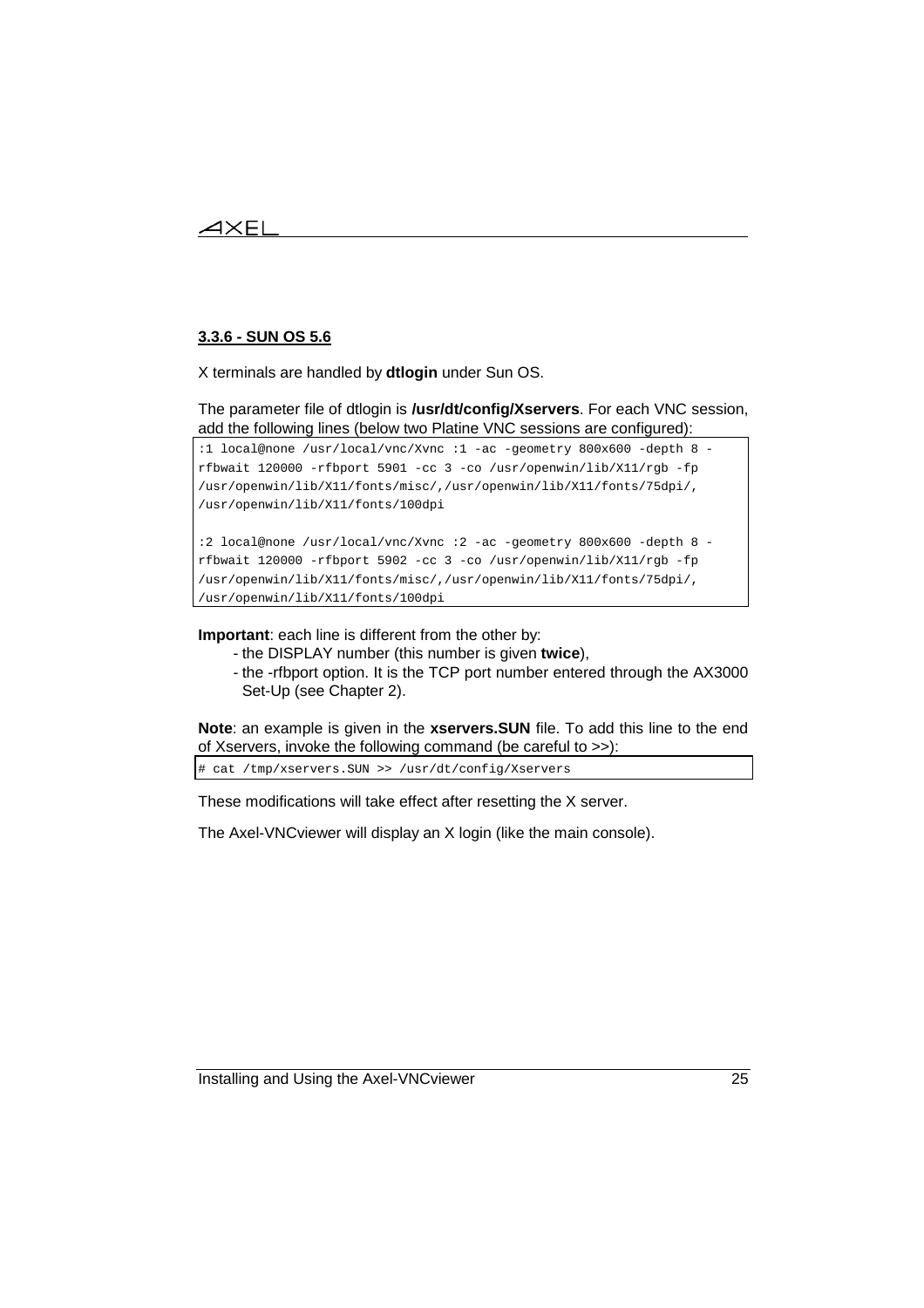### 3.3.6 - SUN OS 5.6

X terminals are handled by **dtlogin** under Sun OS.

The parameter file of dtlogin is **/usr/dt/config/Xservers**. For each VNC session, add the following lines (below two Platine VNC sessions are configured):

```
:1 local@none /usr/local/vnc/Xvnc :1 -ac -geometry 800x600 -depth 8 -
rfbwait 120000 -rfbport 5901 -cc 3 -co /usr/openwin/lib/X11/rgb -fp
/usr/openwin/lib/X11/fonts/misc/,/usr/openwin/lib/X11/fonts/75dpi/,
/usr/openwin/lib/X11/fonts/100dpi

:2 local@none /usr/local/vnc/Xvnc :2 -ac -geometry 800x600 -depth 8 -
rfbwait 120000 -rfbport 5902 -cc 3 -co /usr/openwin/lib/X11/rgb -fp
/usr/openwin/lib/X11/fonts/misc/,/usr/openwin/lib/X11/fonts/75dpi/,
/usr/openwin/lib/X11/fonts/100dpi
```

**Important**: each line is different from the other by:

- the DISPLAY number (this number is given **twice**),
- the -rfbport option. It is the TCP port number entered through the AX3000 Set-Up (see Chapter 2).

**Note**: an example is given in the **xservers.SUN** file. To add this line to the end of Xservers, invoke the following command (be careful to >>):

```
# cat /tmp/xservers.SUN >> /usr/dt/config/Xservers
```

These modifications will take effect after resetting the X server.

The Axel-VNCviewer will display an X login (like the main console).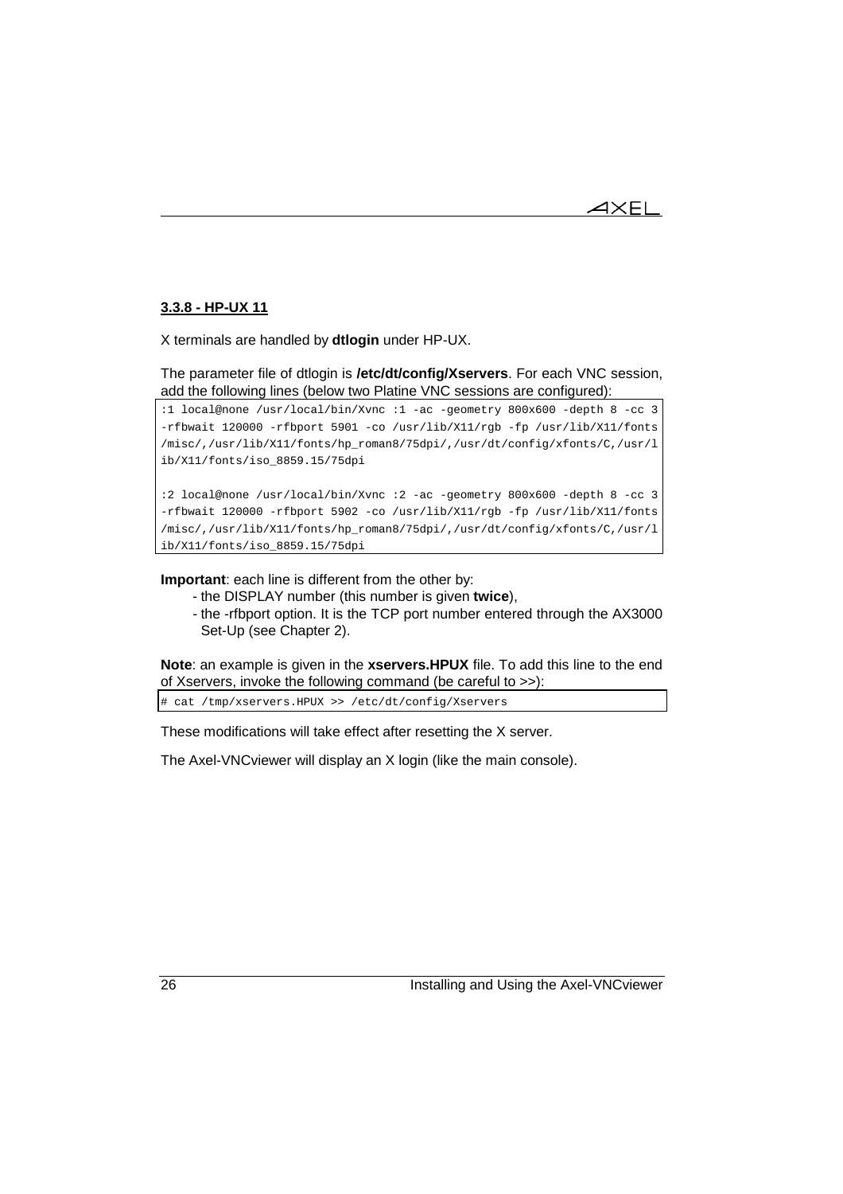### 3.3.8 - HP-UX 11

X terminals are handled by **dtlogin** under HP-UX.

The parameter file of dtlogin is **/etc/dt/config/Xservers**. For each VNC session, add the following lines (below two Platine VNC sessions are configured):

```
:1 local@none /usr/local/bin/Xvnc :1 -ac -geometry 800x600 -depth 8 -cc 3
-rfbwait 120000 -rfbport 5901 -co /usr/lib/X11/rgb -fp /usr/lib/X11/fonts
/misc/,/usr/lib/X11/fonts/hp_roman8/75dpi/,/usr/dt/config/xfonts/C,/usr/l
ib/X11/fonts/iso_8859.15/75dpi

:2 local@none /usr/local/bin/Xvnc :2 -ac -geometry 800x600 -depth 8 -cc 3
-rfbwait 120000 -rfbport 5902 -co /usr/lib/X11/rgb -fp /usr/lib/X11/fonts
/misc/,/usr/lib/X11/fonts/hp_roman8/75dpi/,/usr/dt/config/xfonts/C,/usr/l
ib/X11/fonts/iso_8859.15/75dpi
```

**Important**: each line is different from the other by:

- the DISPLAY number (this number is given **twice**),
- the -rfbport option. It is the TCP port number entered through the AX3000 Set-Up (see Chapter 2).

**Note**: an example is given in the **xservers.HPUX** file. To add this line to the end of Xservers, invoke the following command (be careful to >>):

```
# cat /tmp/xservers.HPUX >> /etc/dt/config/Xservers
```

These modifications will take effect after resetting the X server.

The Axel-VNCviewer will display an X login (like the main console).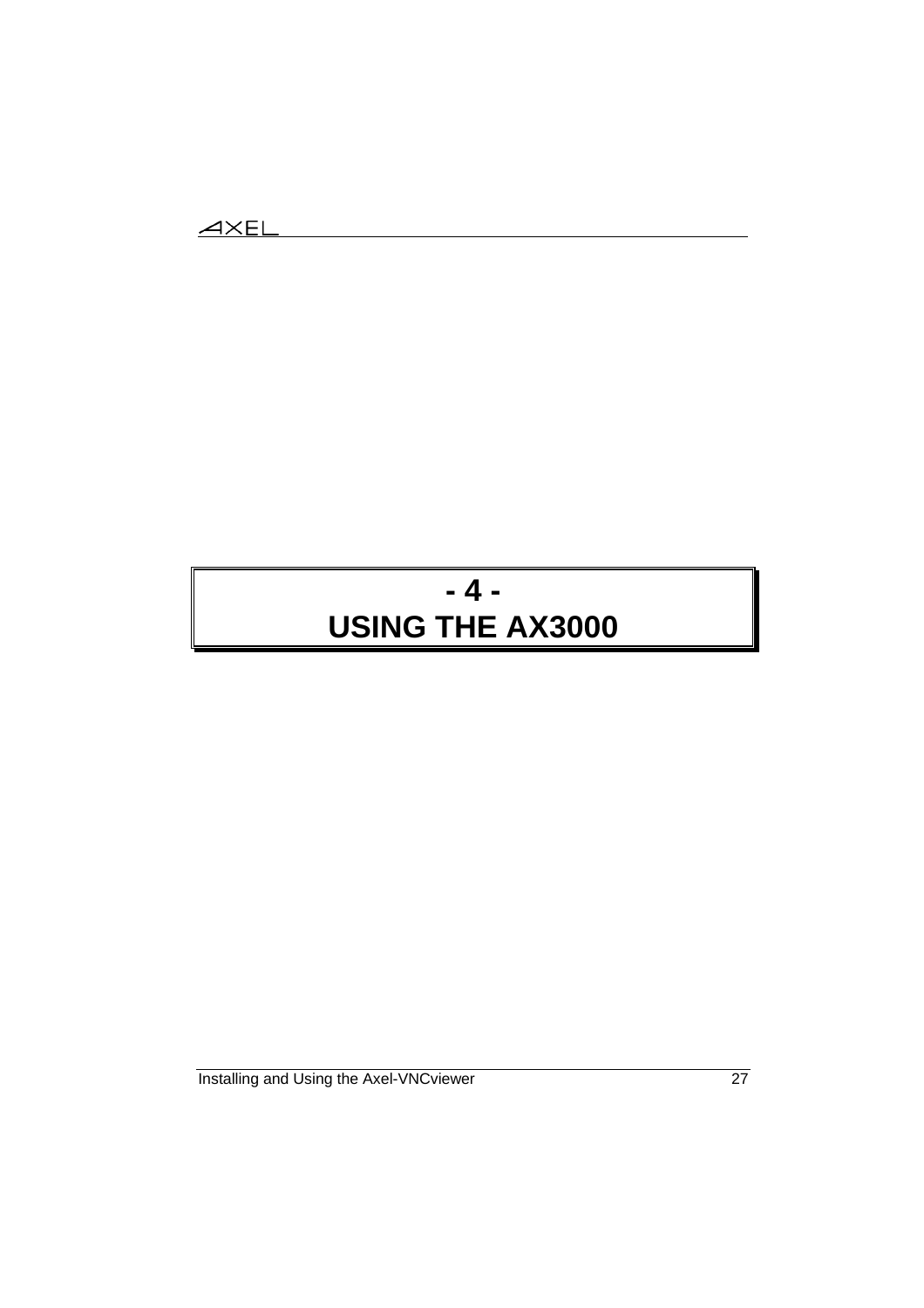# - 4 -
# USING THE AX3000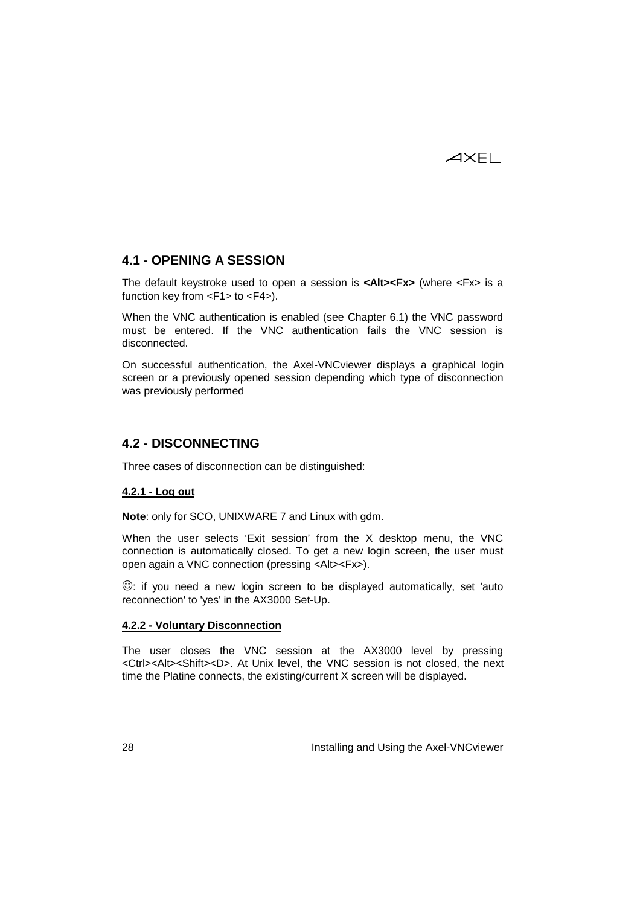## 4.1 - OPENING A SESSION

The default keystroke used to open a session is **<Alt><Fx>** (where <Fx> is a function key from <F1> to <F4>).

When the VNC authentication is enabled (see Chapter 6.1) the VNC password must be entered. If the VNC authentication fails the VNC session is disconnected.

On successful authentication, the Axel-VNCviewer displays a graphical login screen or a previously opened session depending which type of disconnection was previously performed

## 4.2 - DISCONNECTING

Three cases of disconnection can be distinguished:

### 4.2.1 - Log out

**Note**: only for SCO, UNIXWARE 7 and Linux with gdm.

When the user selects 'Exit session' from the X desktop menu, the VNC connection is automatically closed. To get a new login screen, the user must open again a VNC connection (pressing <Alt><Fx>).

☺: if you need a new login screen to be displayed automatically, set 'auto reconnection' to 'yes' in the AX3000 Set-Up.

### 4.2.2 - Voluntary Disconnection

The user closes the VNC session at the AX3000 level by pressing <Ctrl><Alt><Shift><D>. At Unix level, the VNC session is not closed, the next time the Platine connects, the existing/current X screen will be displayed.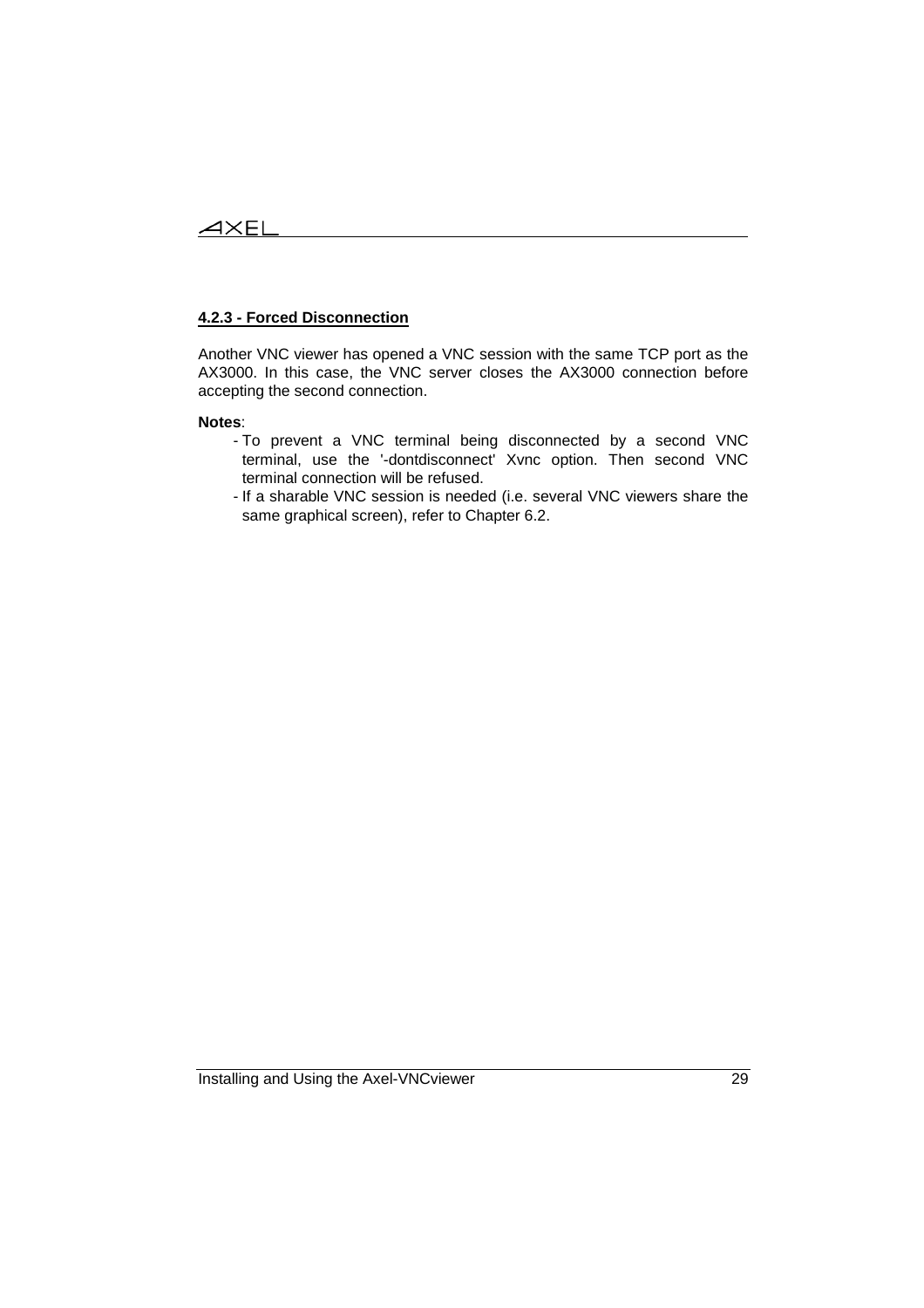#### 4.2.3 - Forced Disconnection

Another VNC viewer has opened a VNC session with the same TCP port as the AX3000. In this case, the VNC server closes the AX3000 connection before accepting the second connection.

**Notes**:

- To prevent a VNC terminal being disconnected by a second VNC terminal, use the '-dontdisconnect' Xvnc option. Then second VNC terminal connection will be refused.
- If a sharable VNC session is needed (i.e. several VNC viewers share the same graphical screen), refer to Chapter 6.2.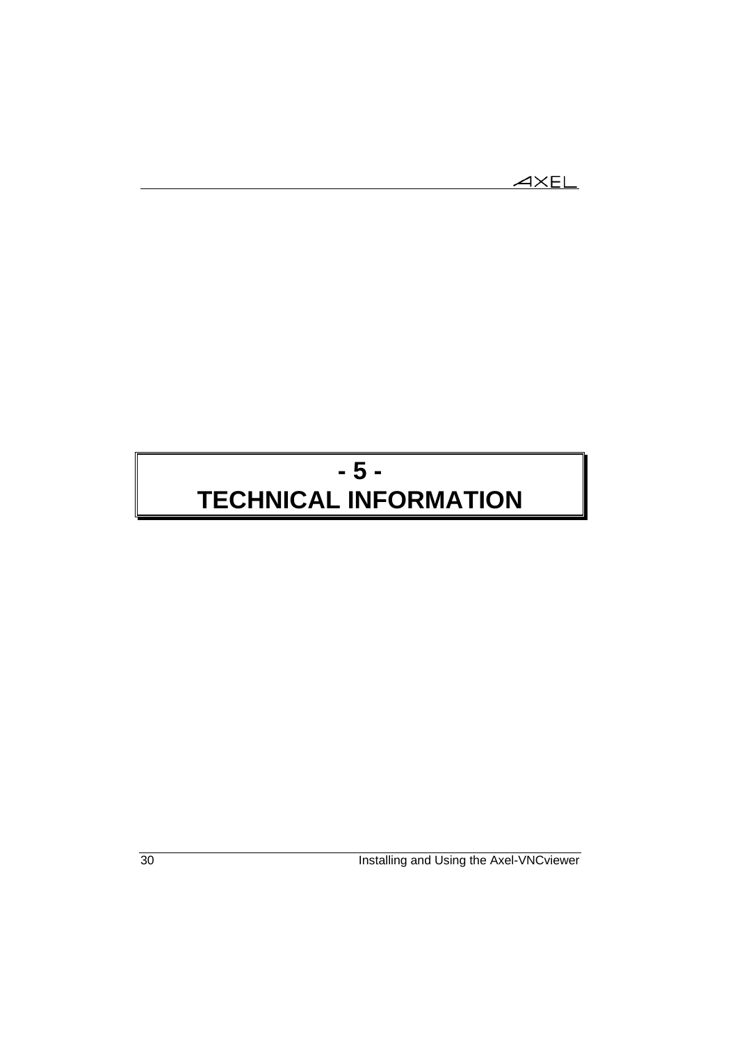# - 5 - TECHNICAL INFORMATION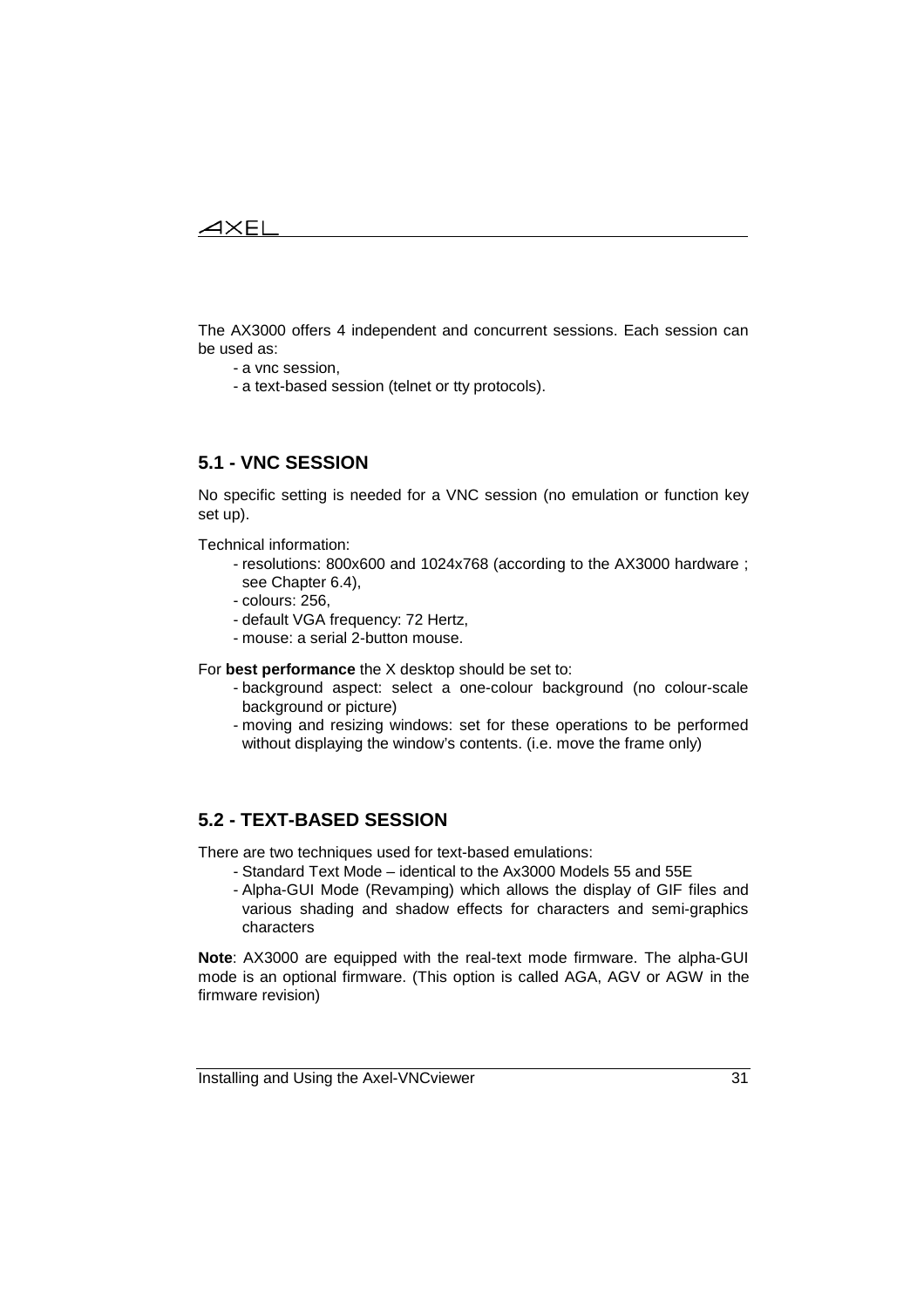The AX3000 offers 4 independent and concurrent sessions. Each session can be used as:

- a vnc session,
- a text-based session (telnet or tty protocols).

## 5.1 - VNC SESSION

No specific setting is needed for a VNC session (no emulation or function key set up).

Technical information:

- resolutions: 800x600 and 1024x768 (according to the AX3000 hardware ; see Chapter 6.4),
- colours: 256,
- default VGA frequency: 72 Hertz,
- mouse: a serial 2-button mouse.

For **best performance** the X desktop should be set to:

- background aspect: select a one-colour background (no colour-scale background or picture)
- moving and resizing windows: set for these operations to be performed without displaying the window's contents. (i.e. move the frame only)

## 5.2 - TEXT-BASED SESSION

There are two techniques used for text-based emulations:

- Standard Text Mode – identical to the Ax3000 Models 55 and 55E
- Alpha-GUI Mode (Revamping) which allows the display of GIF files and various shading and shadow effects for characters and semi-graphics characters

**Note**: AX3000 are equipped with the real-text mode firmware. The alpha-GUI mode is an optional firmware. (This option is called AGA, AGV or AGW in the firmware revision)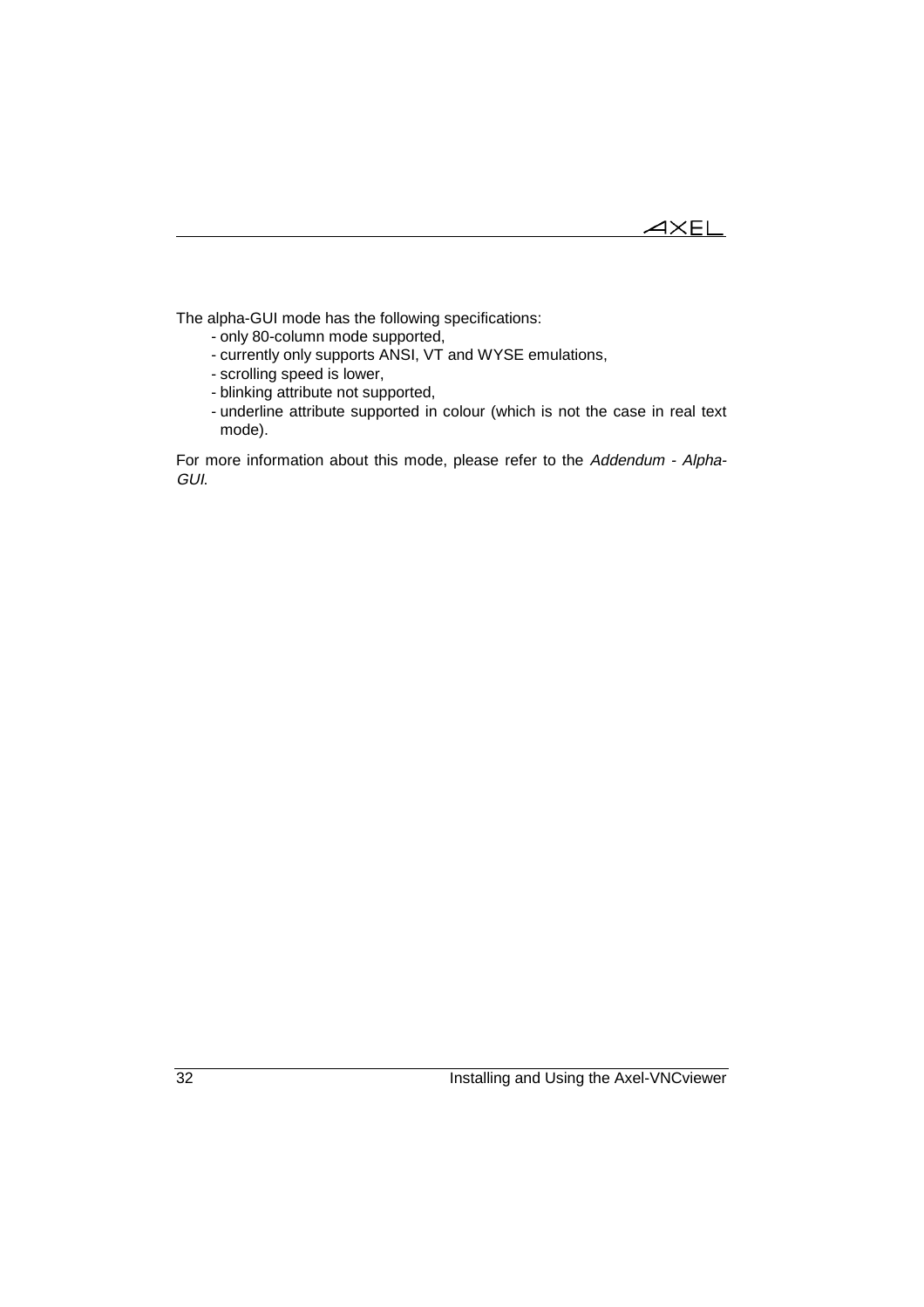The alpha-GUI mode has the following specifications:

- only 80-column mode supported,
- currently only supports ANSI, VT and WYSE emulations,
- scrolling speed is lower,
- blinking attribute not supported,
- underline attribute supported in colour (which is not the case in real text mode).

For more information about this mode, please refer to the *Addendum - Alpha-GUI.*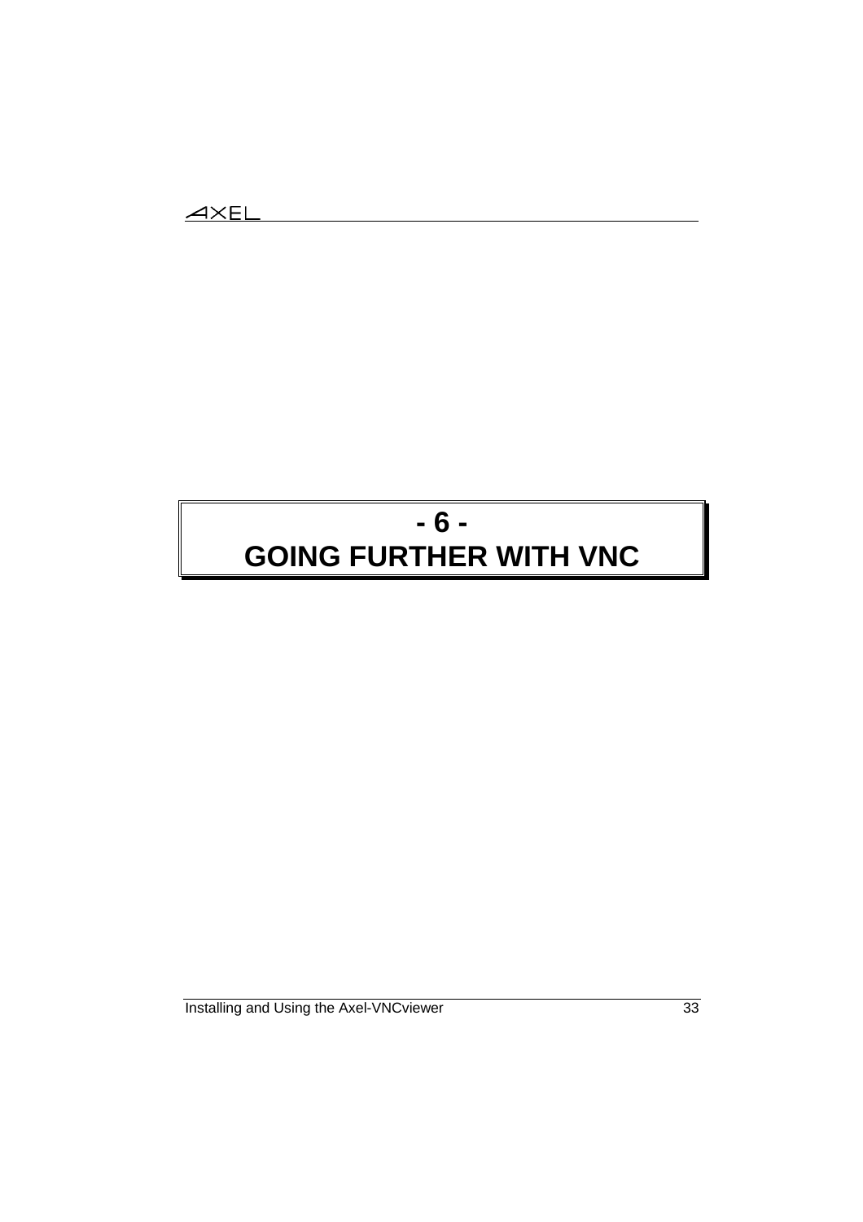# - 6 -
# GOING FURTHER WITH VNC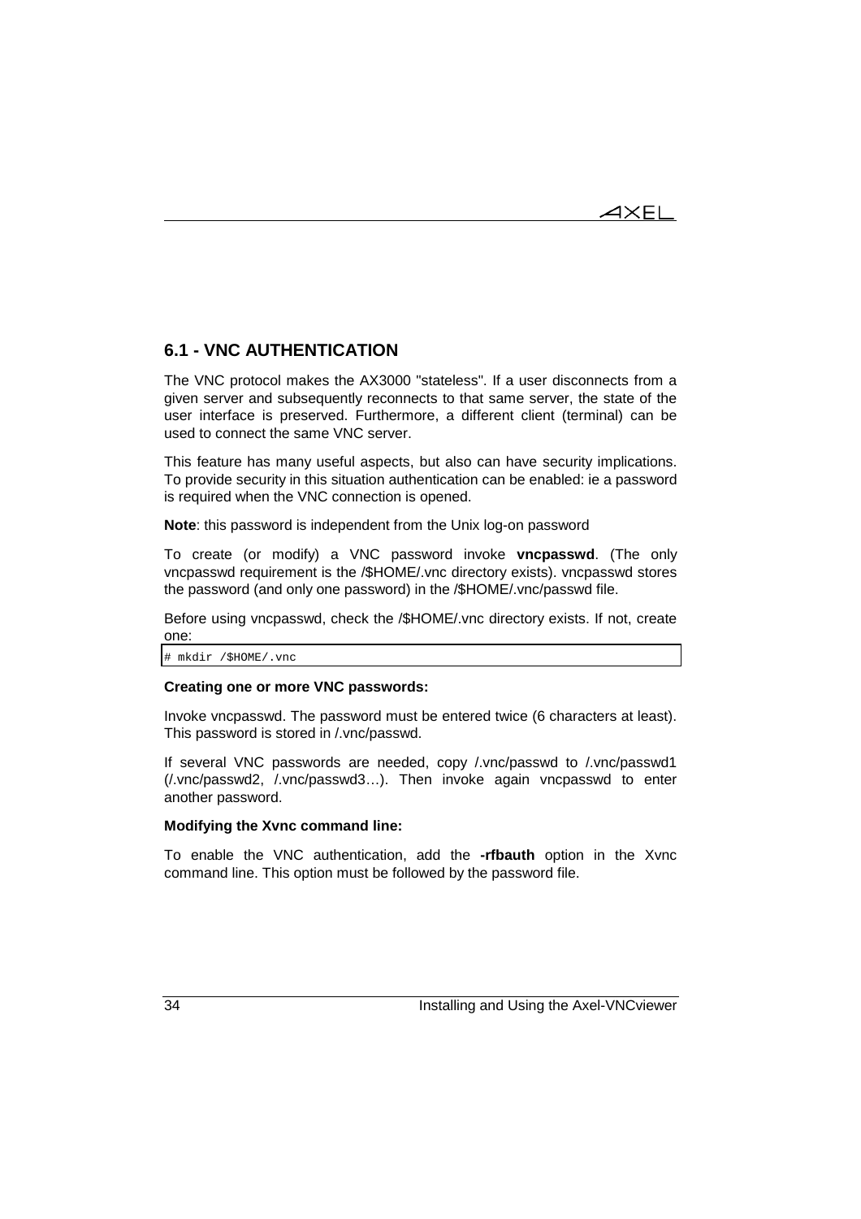## 6.1 - VNC AUTHENTICATION

The VNC protocol makes the AX3000 "stateless". If a user disconnects from a given server and subsequently reconnects to that same server, the state of the user interface is preserved. Furthermore, a different client (terminal) can be used to connect the same VNC server.

This feature has many useful aspects, but also can have security implications. To provide security in this situation authentication can be enabled: ie a password is required when the VNC connection is opened.

**Note**: this password is independent from the Unix log-on password

To create (or modify) a VNC password invoke **vncpasswd**. (The only vncpasswd requirement is the /$HOME/.vnc directory exists). vncpasswd stores the password (and only one password) in the /$HOME/.vnc/passwd file.

Before using vncpasswd, check the /$HOME/.vnc directory exists. If not, create one:

```
# mkdir /$HOME/.vnc
```

**Creating one or more VNC passwords:**

Invoke vncpasswd. The password must be entered twice (6 characters at least). This password is stored in /.vnc/passwd.

If several VNC passwords are needed, copy /.vnc/passwd to /.vnc/passwd1 (/.vnc/passwd2, /.vnc/passwd3…). Then invoke again vncpasswd to enter another password.

**Modifying the Xvnc command line:**

To enable the VNC authentication, add the **-rfbauth** option in the Xvnc command line. This option must be followed by the password file.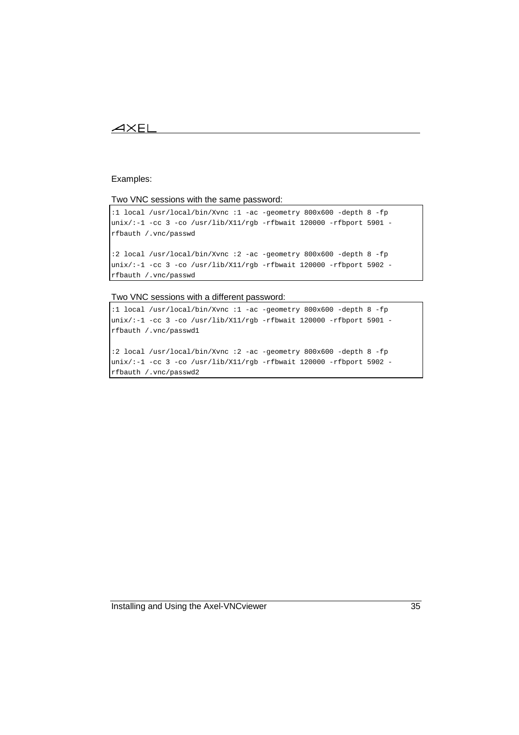Examples:

Two VNC sessions with the same password:

```
:1 local /usr/local/bin/Xvnc :1 -ac -geometry 800x600 -depth 8 -fp
unix/:-1 -cc 3 -co /usr/lib/X11/rgb -rfbwait 120000 -rfbport 5901 -
rfbauth /.vnc/passwd

:2 local /usr/local/bin/Xvnc :2 -ac -geometry 800x600 -depth 8 -fp
unix/:-1 -cc 3 -co /usr/lib/X11/rgb -rfbwait 120000 -rfbport 5902 -
rfbauth /.vnc/passwd
```

Two VNC sessions with a different password:

```
:1 local /usr/local/bin/Xvnc :1 -ac -geometry 800x600 -depth 8 -fp
unix/:-1 -cc 3 -co /usr/lib/X11/rgb -rfbwait 120000 -rfbport 5901 -
rfbauth /.vnc/passwd1

:2 local /usr/local/bin/Xvnc :2 -ac -geometry 800x600 -depth 8 -fp
unix/:-1 -cc 3 -co /usr/lib/X11/rgb -rfbwait 120000 -rfbport 5902 -
rfbauth /.vnc/passwd2
```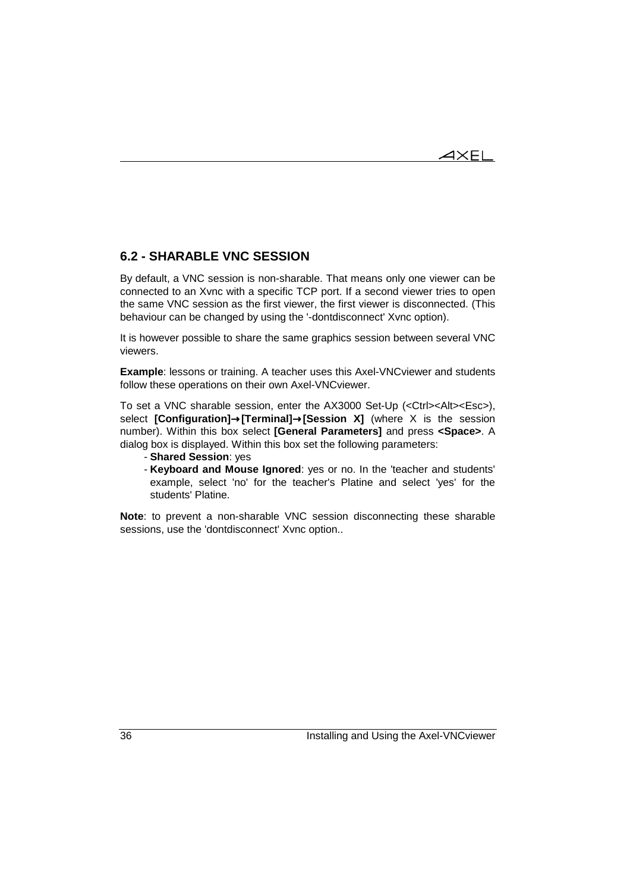## 6.2 - SHARABLE VNC SESSION

By default, a VNC session is non-sharable. That means only one viewer can be connected to an Xvnc with a specific TCP port. If a second viewer tries to open the same VNC session as the first viewer, the first viewer is disconnected. (This behaviour can be changed by using the '-dontdisconnect' Xvnc option).

It is however possible to share the same graphics session between several VNC viewers.

**Example**: lessons or training. A teacher uses this Axel-VNCviewer and students follow these operations on their own Axel-VNCviewer.

To set a VNC sharable session, enter the AX3000 Set-Up (<Ctrl><Alt><Esc>), select **[Configuration]→[Terminal]→[Session X]** (where X is the session number). Within this box select **[General Parameters]** and press **<Space>**. A dialog box is displayed. Within this box set the following parameters:

- **Shared Session**: yes
- **Keyboard and Mouse Ignored**: yes or no. In the 'teacher and students' example, select 'no' for the teacher's Platine and select 'yes' for the students' Platine.

**Note**: to prevent a non-sharable VNC session disconnecting these sharable sessions, use the 'dontdisconnect' Xvnc option..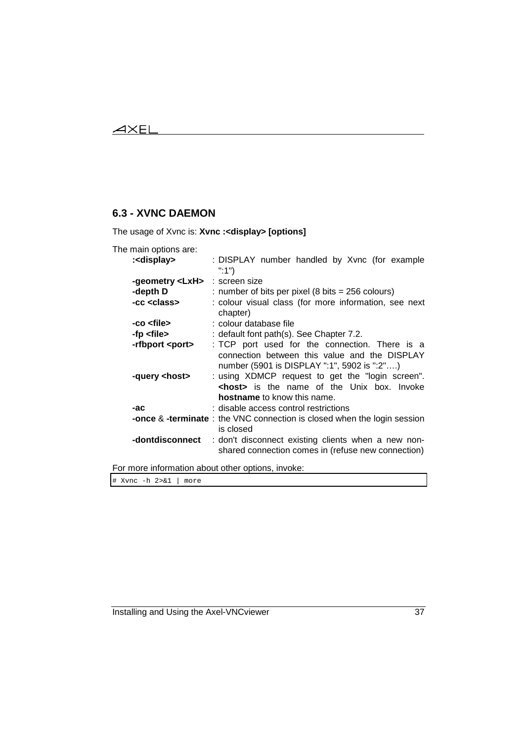## 6.3 - XVNC DAEMON

The usage of Xvnc is: **Xvnc :<display> [options]**

The main options are:

| | |
|---|---|
| **:<display>** | : DISPLAY number handled by Xvnc (for example ":1") |
| **-geometry <LxH>** | : screen size |
| **-depth D** | : number of bits per pixel (8 bits = 256 colours) |
| **-cc <class>** | : colour visual class (for more information, see next chapter) |
| **-co <file>** | : colour database file |
| **-fp <file>** | : default font path(s). See Chapter 7.2. |
| **-rfbport <port>** | : TCP port used for the connection. There is a connection between this value and the DISPLAY number (5901 is DISPLAY ":1", 5902 is ":2"….) |
| **-query <host>** | : using XDMCP request to get the "login screen". **<host>** is the name of the Unix box. Invoke **hostname** to know this name. |
| **-ac** | : disable access control restrictions |
| **-once** & **-terminate** | : the VNC connection is closed when the login session is closed |
| **-dontdisconnect** | : don't disconnect existing clients when a new non-shared connection comes in (refuse new connection) |

For more information about other options, invoke:

```
# Xvnc -h 2>&1 | more
```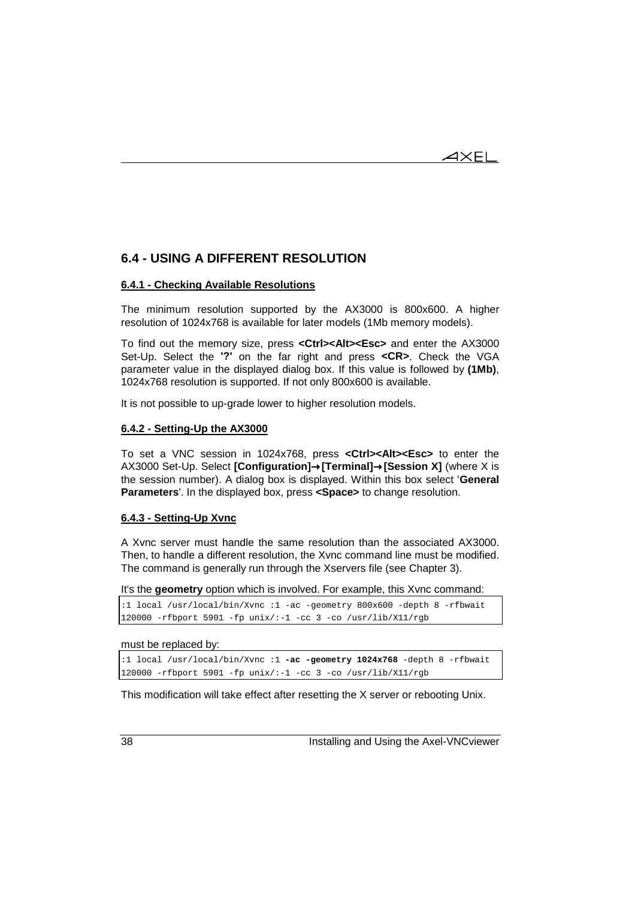## 6.4 - USING A DIFFERENT RESOLUTION

### 6.4.1 - Checking Available Resolutions

The minimum resolution supported by the AX3000 is 800x600. A higher resolution of 1024x768 is available for later models (1Mb memory models).

To find out the memory size, press **<Ctrl><Alt><Esc>** and enter the AX3000 Set-Up. Select the **'?'** on the far right and press **<CR>**. Check the VGA parameter value in the displayed dialog box. If this value is followed by **(1Mb)**, 1024x768 resolution is supported. If not only 800x600 is available.

It is not possible to up-grade lower to higher resolution models.

### 6.4.2 - Setting-Up the AX3000

To set a VNC session in 1024x768, press **<Ctrl><Alt><Esc>** to enter the AX3000 Set-Up. Select **[Configuration]→[Terminal]→[Session X]** (where X is the session number). A dialog box is displayed. Within this box select '**General Parameters**'. In the displayed box, press **<Space>** to change resolution.

### 6.4.3 - Setting-Up Xvnc

A Xvnc server must handle the same resolution than the associated AX3000. Then, to handle a different resolution, the Xvnc command line must be modified. The command is generally run through the Xservers file (see Chapter 3).

It's the **geometry** option which is involved. For example, this Xvnc command:

```
:1 local /usr/local/bin/Xvnc :1 -ac -geometry 800x600 -depth 8 -rfbwait
120000 -rfbport 5901 -fp unix/:-1 -cc 3 -co /usr/lib/X11/rgb
```

must be replaced by:

```
:1 local /usr/local/bin/Xvnc :1 -ac -geometry 1024x768 -depth 8 -rfbwait
120000 -rfbport 5901 -fp unix/:-1 -cc 3 -co /usr/lib/X11/rgb
```

This modification will take effect after resetting the X server or rebooting Unix.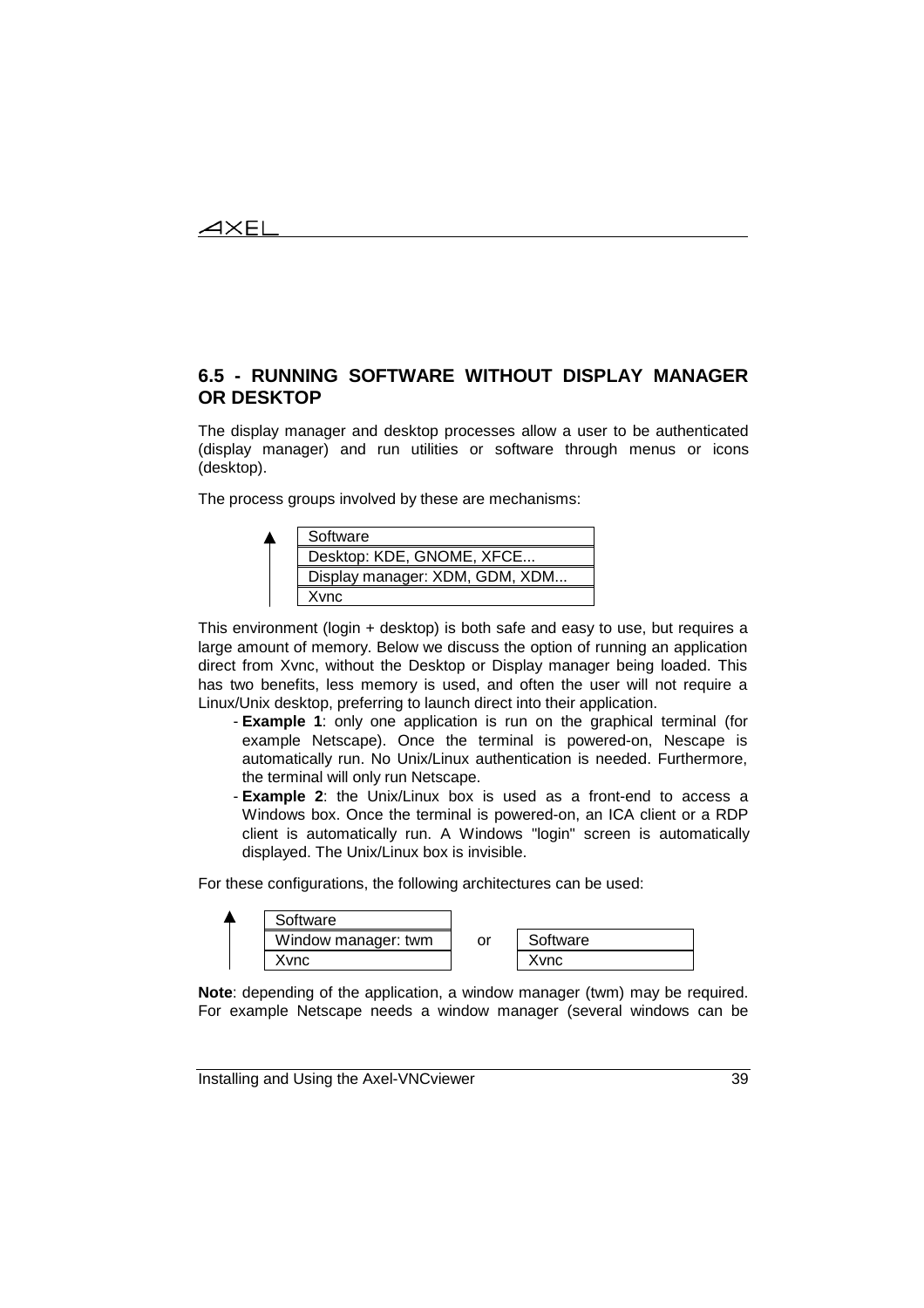## 6.5 - RUNNING SOFTWARE WITHOUT DISPLAY MANAGER OR DESKTOP

The display manager and desktop processes allow a user to be authenticated (display manager) and run utilities or software through menus or icons (desktop).

The process groups involved by these are mechanisms:

| Software |
|---|
| Desktop: KDE, GNOME, XFCE... |
| Display manager: XDM, GDM, XDM... |
| Xvnc |

This environment (login + desktop) is both safe and easy to use, but requires a large amount of memory. Below we discuss the option of running an application direct from Xvnc, without the Desktop or Display manager being loaded. This has two benefits, less memory is used, and often the user will not require a Linux/Unix desktop, preferring to launch direct into their application.

- **Example 1**: only one application is run on the graphical terminal (for example Netscape). Once the terminal is powered-on, Nescape is automatically run. No Unix/Linux authentication is needed. Furthermore, the terminal will only run Netscape.
- **Example 2**: the Unix/Linux box is used as a front-end to access a Windows box. Once the terminal is powered-on, an ICA client or a RDP client is automatically run. A Windows "login" screen is automatically displayed. The Unix/Linux box is invisible.

For these configurations, the following architectures can be used:

| Software |
|---|
| Window manager: twm |
| Xvnc |

or

| Software |
|---|
| Xvnc |

**Note**: depending of the application, a window manager (twm) may be required. For example Netscape needs a window manager (several windows can be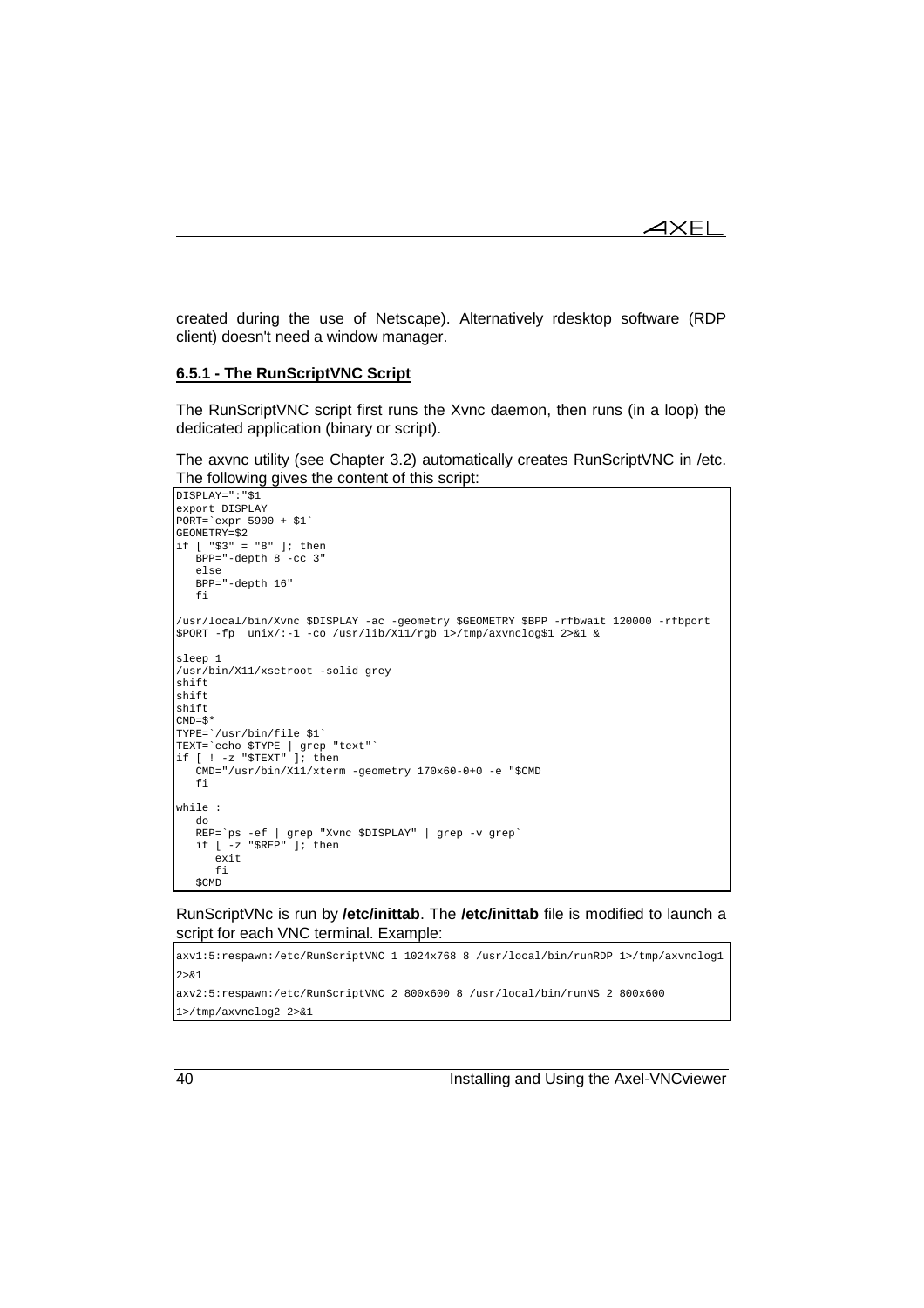created during the use of Netscape). Alternatively rdesktop software (RDP client) doesn't need a window manager.

### 6.5.1 - The RunScriptVNC Script

The RunScriptVNC script first runs the Xvnc daemon, then runs (in a loop) the dedicated application (binary or script).

The axvnc utility (see Chapter 3.2) automatically creates RunScriptVNC in /etc. The following gives the content of this script:

```
DISPLAY=":"$1
export DISPLAY
PORT=`expr 5900 + $1`
GEOMETRY=$2
if [ "$3" = "8" ]; then
   BPP="-depth 8 -cc 3"
   else
   BPP="-depth 16"
   fi

/usr/local/bin/Xvnc $DISPLAY -ac -geometry $GEOMETRY $BPP -rfbwait 120000 -rfbport
$PORT -fp  unix/:-1 -co /usr/lib/X11/rgb 1>/tmp/axvnclog$1 2>&1 &

sleep 1
/usr/bin/X11/xsetroot -solid grey
shift
shift
shift
CMD=$*
TYPE=`/usr/bin/file $1`
TEXT=`echo $TYPE | grep "text"`
if [ ! -z "$TEXT" ]; then
   CMD="/usr/bin/X11/xterm -geometry 170x60-0+0 -e "$CMD
   fi

while :
   do
   REP=`ps -ef | grep "Xvnc $DISPLAY" | grep -v grep`
   if [ -z "$REP" ]; then
      exit
      fi
   $CMD
```

RunScriptVNc is run by **/etc/inittab**. The **/etc/inittab** file is modified to launch a script for each VNC terminal. Example:

```
axv1:5:respawn:/etc/RunScriptVNC 1 1024x768 8 /usr/local/bin/runRDP 1>/tmp/axvnclog1
2>&1
axv2:5:respawn:/etc/RunScriptVNC 2 800x600 8 /usr/local/bin/runNS 2 800x600
1>/tmp/axvnclog2 2>&1
```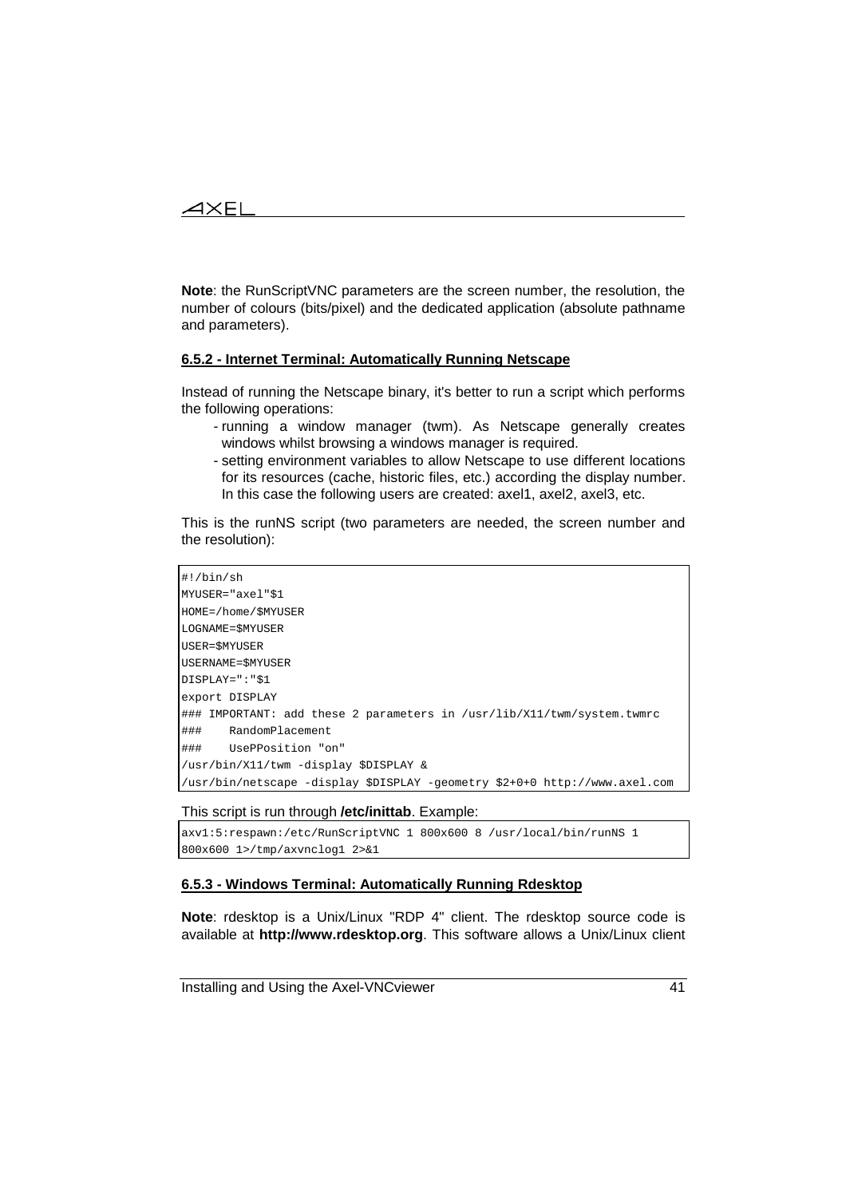**Note**: the RunScriptVNC parameters are the screen number, the resolution, the number of colours (bits/pixel) and the dedicated application (absolute pathname and parameters).

### 6.5.2 - Internet Terminal: Automatically Running Netscape

Instead of running the Netscape binary, it's better to run a script which performs the following operations:

- running a window manager (twm). As Netscape generally creates windows whilst browsing a windows manager is required.
- setting environment variables to allow Netscape to use different locations for its resources (cache, historic files, etc.) according the display number. In this case the following users are created: axel1, axel2, axel3, etc.

This is the runNS script (two parameters are needed, the screen number and the resolution):

```
#!/bin/sh
MYUSER="axel"$1
HOME=/home/$MYUSER
LOGNAME=$MYUSER
USER=$MYUSER
USERNAME=$MYUSER
DISPLAY=":"$1
export DISPLAY
### IMPORTANT: add these 2 parameters in /usr/lib/X11/twm/system.twmrc
###    RandomPlacement
###    UsePPosition "on"
/usr/bin/X11/twm -display $DISPLAY &
/usr/bin/netscape -display $DISPLAY -geometry $2+0+0 http://www.axel.com
```

This script is run through **/etc/inittab**. Example:

```
axv1:5:respawn:/etc/RunScriptVNC 1 800x600 8 /usr/local/bin/runNS 1
800x600 1>/tmp/axvnclog1 2>&1
```

### 6.5.3 - Windows Terminal: Automatically Running Rdesktop

**Note**: rdesktop is a Unix/Linux "RDP 4" client. The rdesktop source code is available at **http://www.rdesktop.org**. This software allows a Unix/Linux client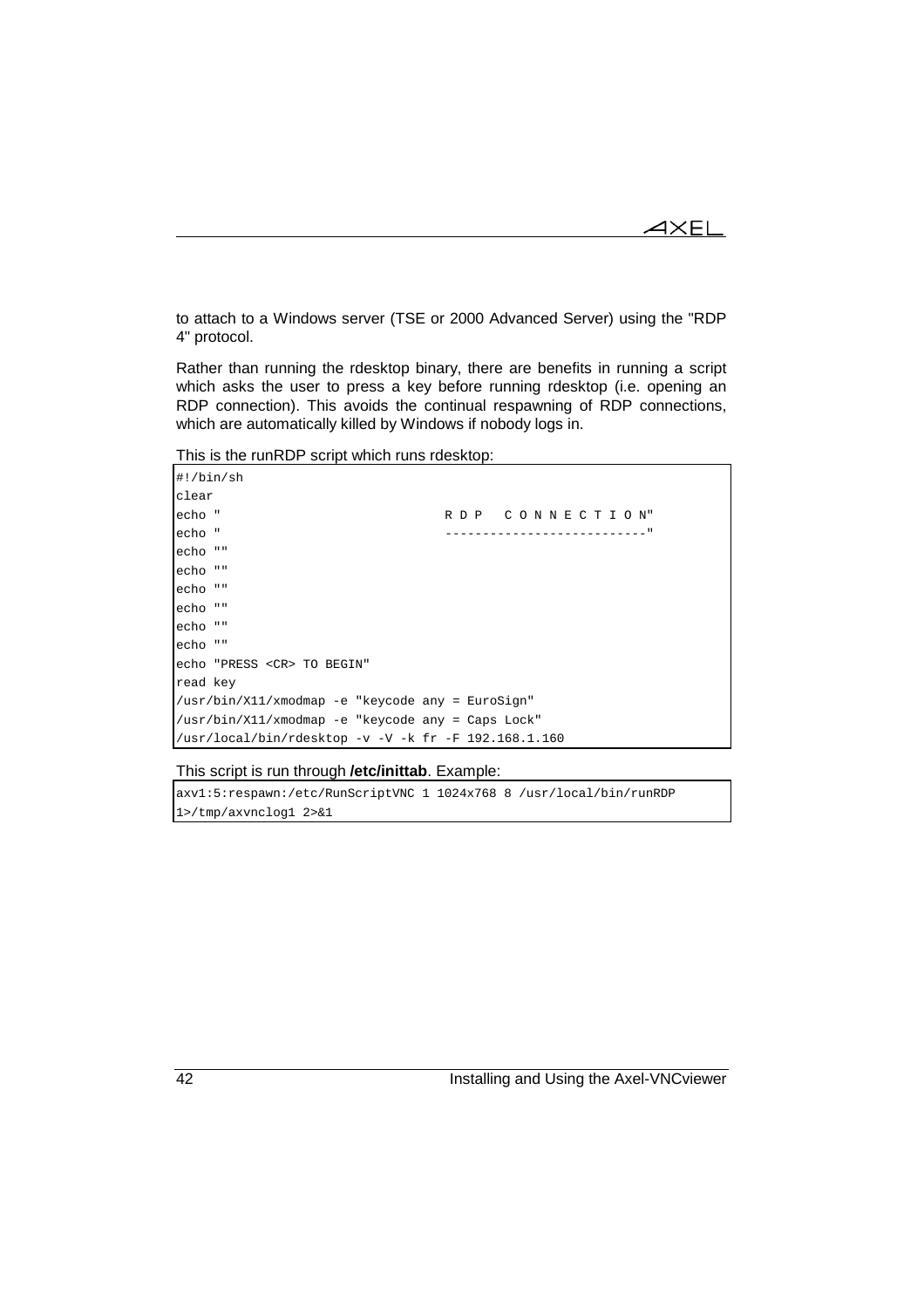to attach to a Windows server (TSE or 2000 Advanced Server) using the "RDP 4" protocol.

Rather than running the rdesktop binary, there are benefits in running a script which asks the user to press a key before running rdesktop (i.e. opening an RDP connection). This avoids the continual respawning of RDP connections, which are automatically killed by Windows if nobody logs in.

This is the runRDP script which runs rdesktop:

```
#!/bin/sh
clear
echo "                              R D P   C O N N E C T I O N"
echo "                              --------------------------"
echo ""
echo ""
echo ""
echo ""
echo ""
echo ""
echo "PRESS <CR> TO BEGIN"
read key
/usr/bin/X11/xmodmap -e "keycode any = EuroSign"
/usr/bin/X11/xmodmap -e "keycode any = Caps Lock"
/usr/local/bin/rdesktop -v -V -k fr -F 192.168.1.160
```

This script is run through **/etc/inittab**. Example:

```
axv1:5:respawn:/etc/RunScriptVNC 1 1024x768 8 /usr/local/bin/runRDP
1>/tmp/axvnclog1 2>&1
```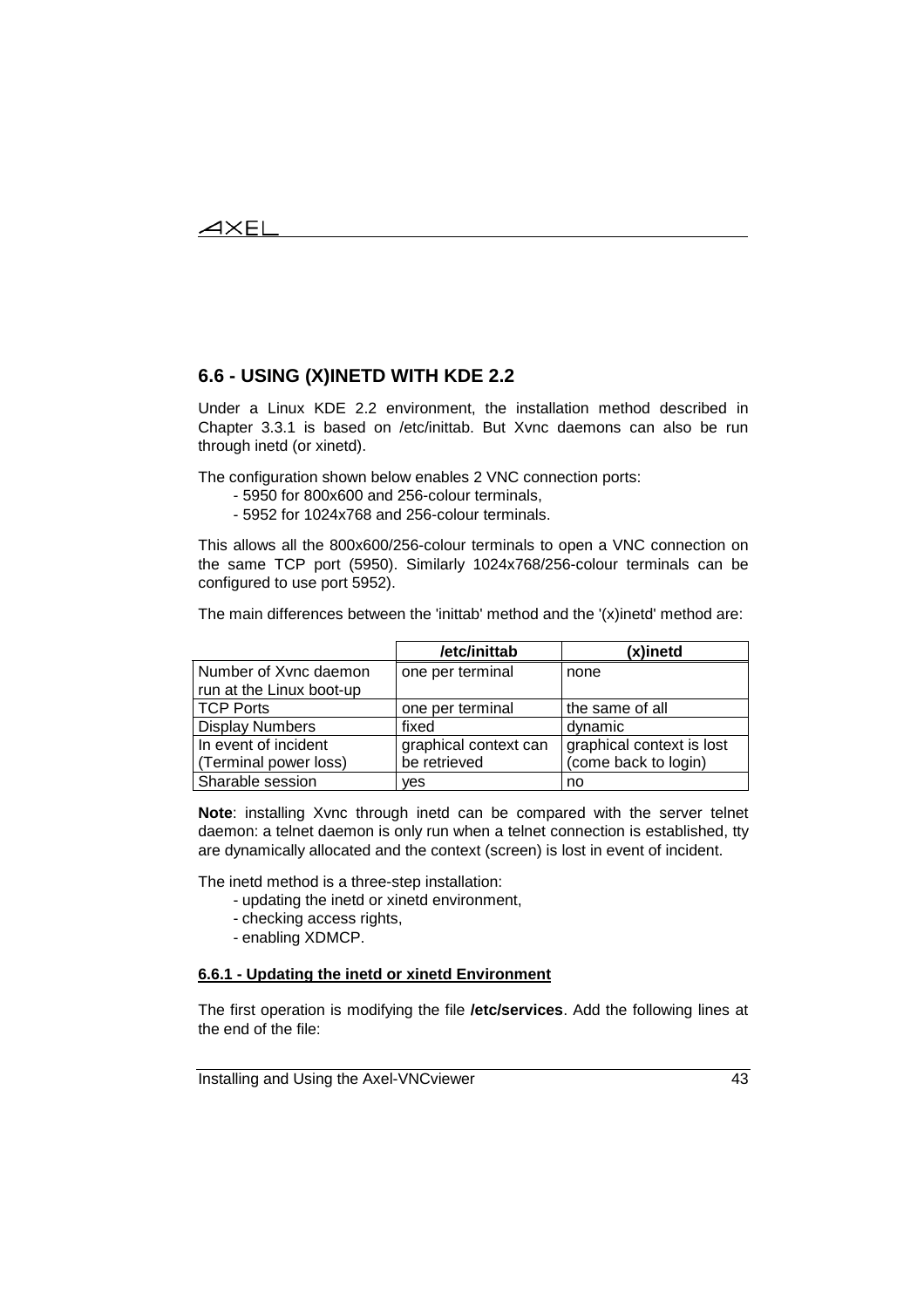## 6.6 - USING (X)INETD WITH KDE 2.2

Under a Linux KDE 2.2 environment, the installation method described in Chapter 3.3.1 is based on /etc/inittab. But Xvnc daemons can also be run through inetd (or xinetd).

The configuration shown below enables 2 VNC connection ports:

- 5950 for 800x600 and 256-colour terminals,
- 5952 for 1024x768 and 256-colour terminals.

This allows all the 800x600/256-colour terminals to open a VNC connection on the same TCP port (5950). Similarly 1024x768/256-colour terminals can be configured to use port 5952).

The main differences between the 'inittab' method and the '(x)inetd' method are:

| | **/etc/inittab** | **(x)inetd** |
|---|---|---|
| Number of Xvnc daemon run at the Linux boot-up | one per terminal | none |
| TCP Ports | one per terminal | the same of all |
| Display Numbers | fixed | dynamic |
| In event of incident (Terminal power loss) | graphical context can be retrieved | graphical context is lost (come back to login) |
| Sharable session | yes | no |

**Note**: installing Xvnc through inetd can be compared with the server telnet daemon: a telnet daemon is only run when a telnet connection is established, tty are dynamically allocated and the context (screen) is lost in event of incident.

The inetd method is a three-step installation:

- updating the inetd or xinetd environment,
- checking access rights,
- enabling XDMCP.

### 6.6.1 - Updating the inetd or xinetd Environment

The first operation is modifying the file **/etc/services**. Add the following lines at the end of the file: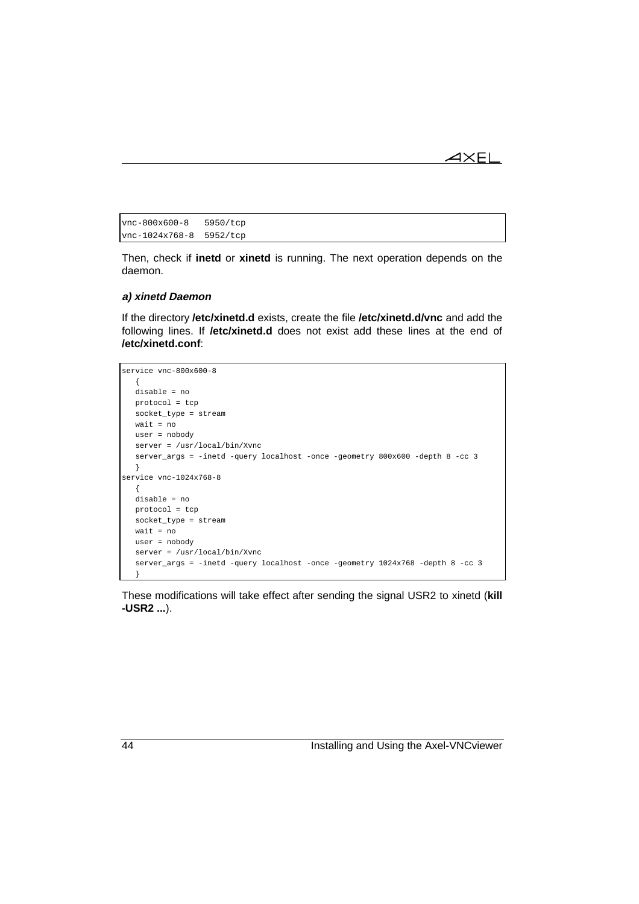```
vnc-800x600-8   5950/tcp
vnc-1024x768-8  5952/tcp
```

Then, check if **inetd** or **xinetd** is running. The next operation depends on the daemon.

#### ***a) xinetd Daemon***

If the directory **/etc/xinetd.d** exists, create the file **/etc/xinetd.d/vnc** and add the following lines. If **/etc/xinetd.d** does not exist add these lines at the end of **/etc/xinetd.conf**:

```
service vnc-800x600-8
   {
   disable = no
   protocol = tcp
   socket_type = stream
   wait = no
   user = nobody
   server = /usr/local/bin/Xvnc
   server_args = -inetd -query localhost -once -geometry 800x600 -depth 8 -cc 3
   }
service vnc-1024x768-8
   {
   disable = no
   protocol = tcp
   socket_type = stream
   wait = no
   user = nobody
   server = /usr/local/bin/Xvnc
   server_args = -inetd -query localhost -once -geometry 1024x768 -depth 8 -cc 3
   }
```

These modifications will take effect after sending the signal USR2 to xinetd (**kill -USR2 ...**).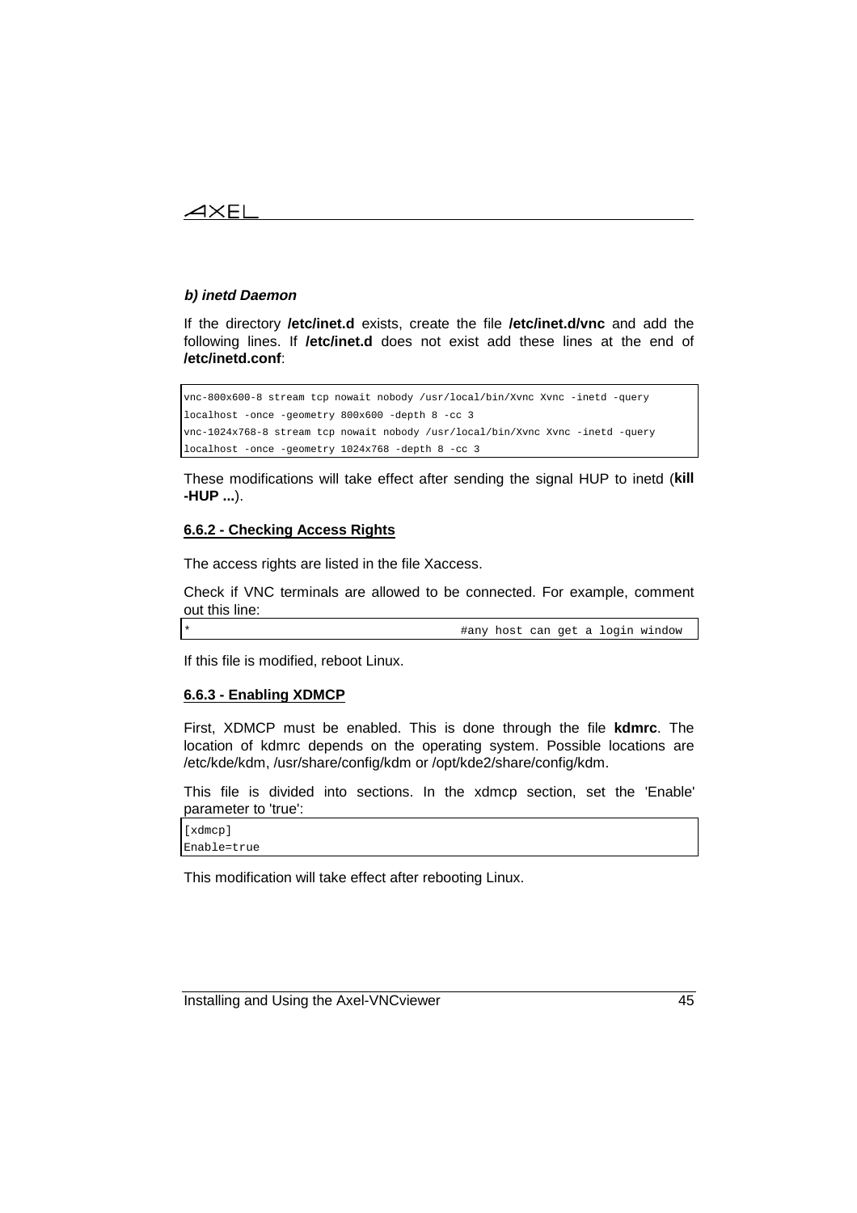***b) inetd Daemon***

If the directory **/etc/inet.d** exists, create the file **/etc/inet.d/vnc** and add the following lines. If **/etc/inet.d** does not exist add these lines at the end of **/etc/inetd.conf**:

```
vnc-800x600-8 stream tcp nowait nobody /usr/local/bin/Xvnc Xvnc -inetd -query
localhost -once -geometry 800x600 -depth 8 -cc 3
vnc-1024x768-8 stream tcp nowait nobody /usr/local/bin/Xvnc Xvnc -inetd -query
localhost -once -geometry 1024x768 -depth 8 -cc 3
```

These modifications will take effect after sending the signal HUP to inetd (**kill -HUP ...**).

### 6.6.2 - Checking Access Rights

The access rights are listed in the file Xaccess.

Check if VNC terminals are allowed to be connected. For example, comment out this line:

```
*                                       #any host can get a login window
```

If this file is modified, reboot Linux.

### 6.6.3 - Enabling XDMCP

First, XDMCP must be enabled. This is done through the file **kdmrc**. The location of kdmrc depends on the operating system. Possible locations are /etc/kde/kdm, /usr/share/config/kdm or /opt/kde2/share/config/kdm.

This file is divided into sections. In the xdmcp section, set the 'Enable' parameter to 'true':

```
[xdmcp]
Enable=true
```

This modification will take effect after rebooting Linux.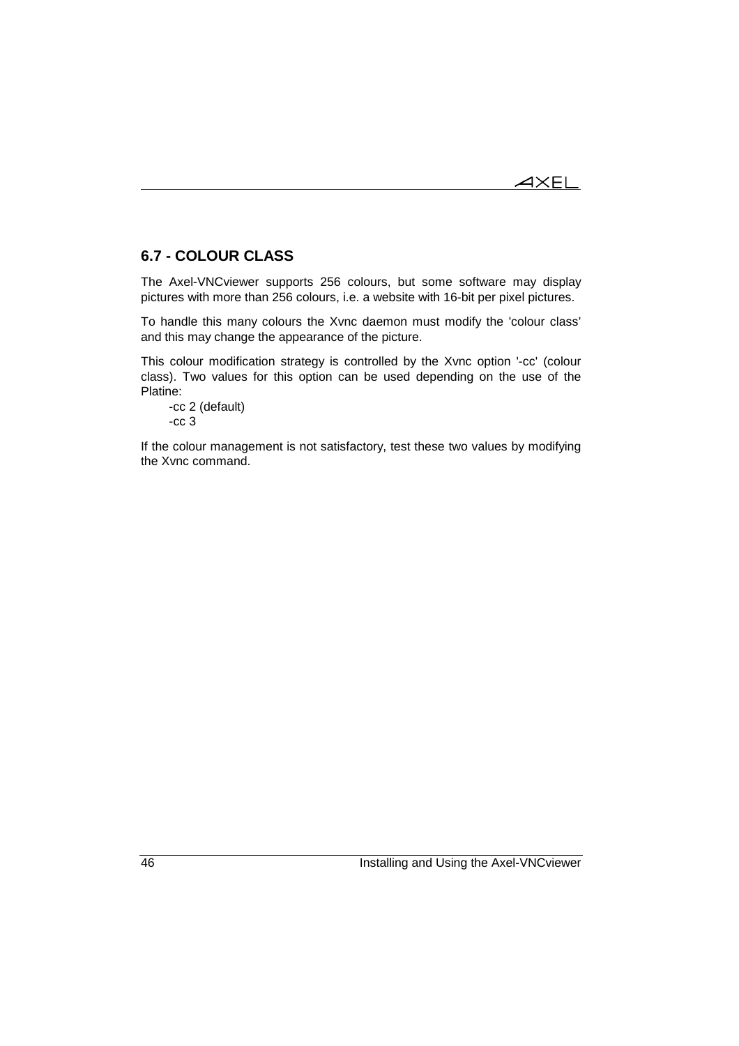## 6.7 - COLOUR CLASS

The Axel-VNCviewer supports 256 colours, but some software may display pictures with more than 256 colours, i.e. a website with 16-bit per pixel pictures.

To handle this many colours the Xvnc daemon must modify the 'colour class' and this may change the appearance of the picture.

This colour modification strategy is controlled by the Xvnc option '-cc' (colour class). Two values for this option can be used depending on the use of the Platine:

-cc 2 (default)
-cc 3

If the colour management is not satisfactory, test these two values by modifying the Xvnc command.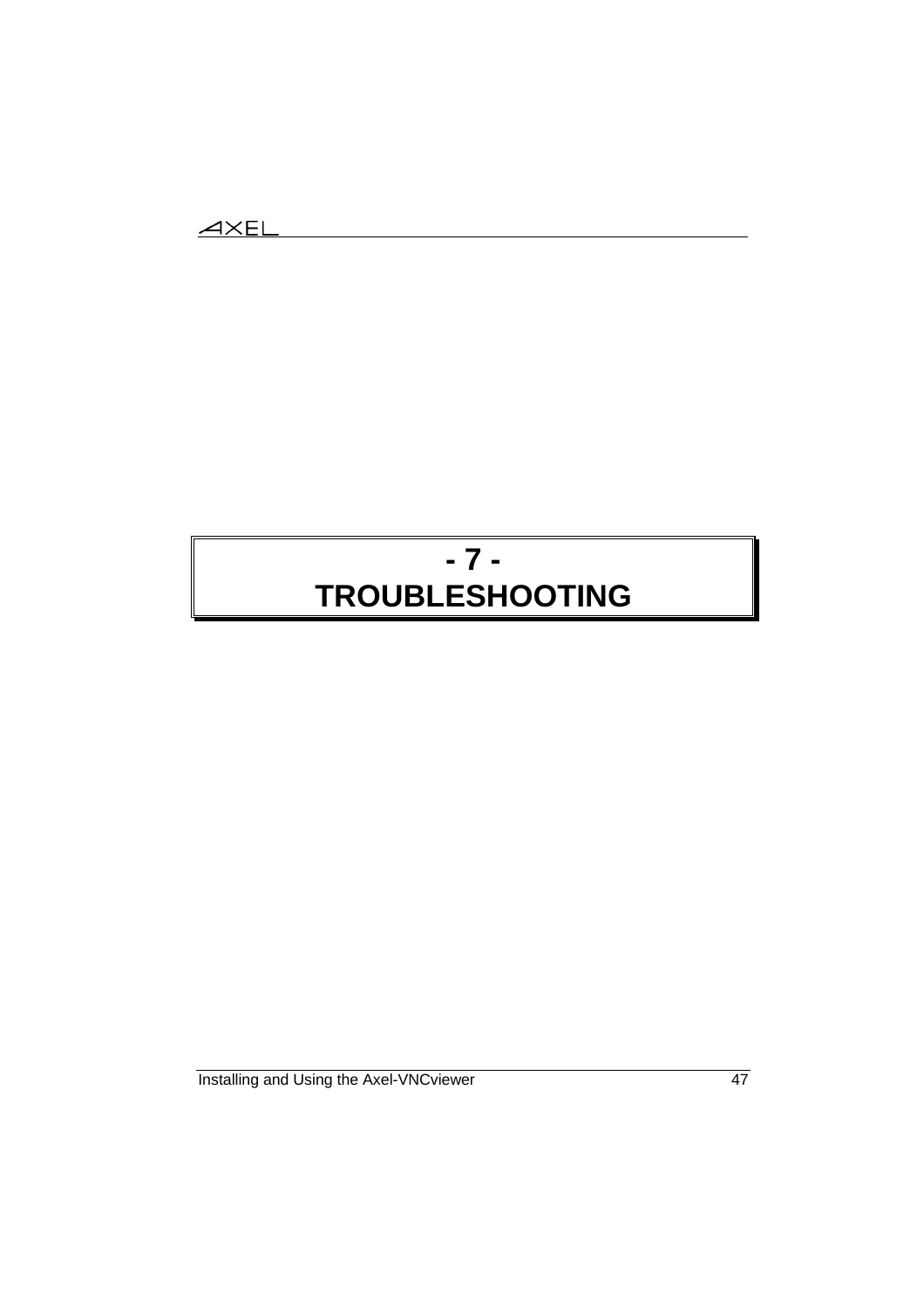# - 7 - TROUBLESHOOTING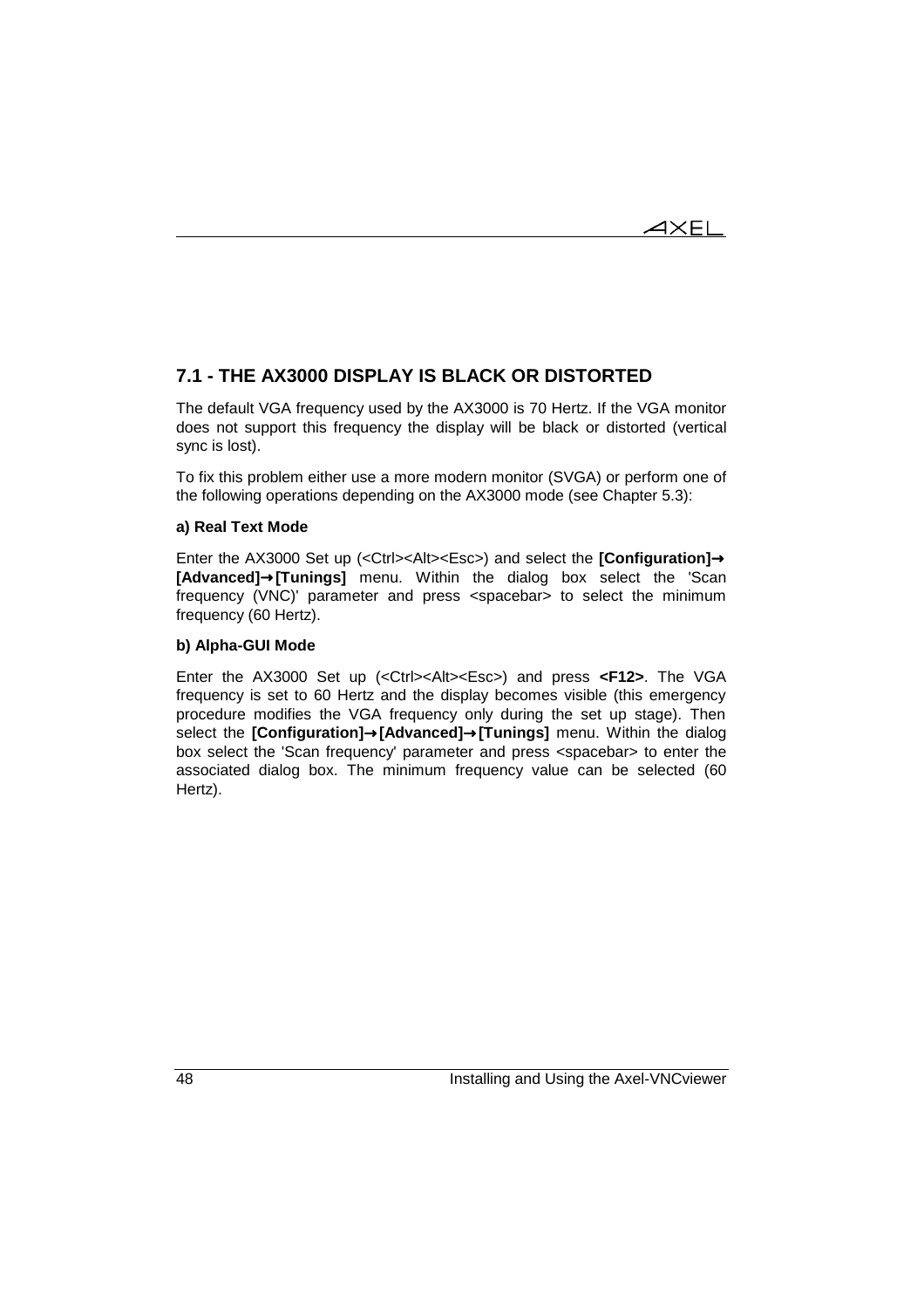## 7.1 - THE AX3000 DISPLAY IS BLACK OR DISTORTED

The default VGA frequency used by the AX3000 is 70 Hertz. If the VGA monitor does not support this frequency the display will be black or distorted (vertical sync is lost).

To fix this problem either use a more modern monitor (SVGA) or perform one of the following operations depending on the AX3000 mode (see Chapter 5.3):

**a) Real Text Mode**

Enter the AX3000 Set up (<Ctrl><Alt><Esc>) and select the **[Configuration]→ [Advanced]→[Tunings]** menu. Within the dialog box select the 'Scan frequency (VNC)' parameter and press <spacebar> to select the minimum frequency (60 Hertz).

**b) Alpha-GUI Mode**

Enter the AX3000 Set up (<Ctrl><Alt><Esc>) and press **<F12>**. The VGA frequency is set to 60 Hertz and the display becomes visible (this emergency procedure modifies the VGA frequency only during the set up stage). Then select the **[Configuration]→[Advanced]→[Tunings]** menu. Within the dialog box select the 'Scan frequency' parameter and press <spacebar> to enter the associated dialog box. The minimum frequency value can be selected (60 Hertz).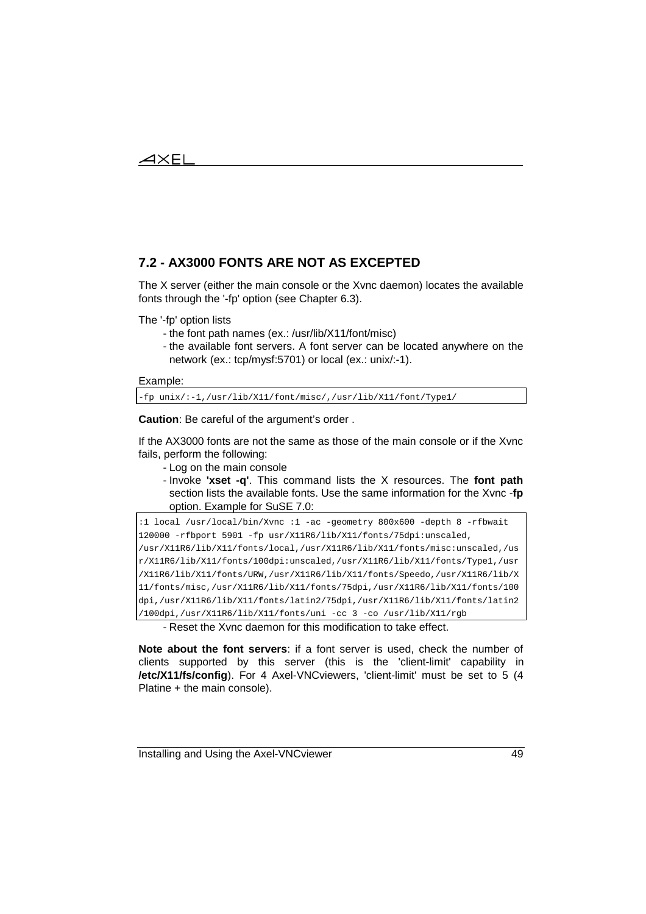## 7.2 - AX3000 FONTS ARE NOT AS EXCEPTED

The X server (either the main console or the Xvnc daemon) locates the available fonts through the '-fp' option (see Chapter 6.3).

The '-fp' option lists

- the font path names (ex.: /usr/lib/X11/font/misc)
- the available font servers. A font server can be located anywhere on the network (ex.: tcp/mysf:5701) or local (ex.: unix/:-1).

Example:

```
-fp unix/:-1,/usr/lib/X11/font/misc/,/usr/lib/X11/font/Type1/
```

**Caution**: Be careful of the argument's order .

If the AX3000 fonts are not the same as those of the main console or if the Xvnc fails, perform the following:

- Log on the main console
- Invoke **'xset -q'**. This command lists the X resources. The **font path** section lists the available fonts. Use the same information for the Xvnc -**fp** option. Example for SuSE 7.0:

```
:1 local /usr/local/bin/Xvnc :1 -ac -geometry 800x600 -depth 8 -rfbwait
120000 -rfbport 5901 -fp usr/X11R6/lib/X11/fonts/75dpi:unscaled,
/usr/X11R6/lib/X11/fonts/local,/usr/X11R6/lib/X11/fonts/misc:unscaled,/us
r/X11R6/lib/X11/fonts/100dpi:unscaled,/usr/X11R6/lib/X11/fonts/Type1,/usr
/X11R6/lib/X11/fonts/URW,/usr/X11R6/lib/X11/fonts/Speedo,/usr/X11R6/lib/X
11/fonts/misc,/usr/X11R6/lib/X11/fonts/75dpi,/usr/X11R6/lib/X11/fonts/100
dpi,/usr/X11R6/lib/X11/fonts/latin2/75dpi,/usr/X11R6/lib/X11/fonts/latin2
/100dpi,/usr/X11R6/lib/X11/fonts/uni -cc 3 -co /usr/lib/X11/rgb
```

- Reset the Xvnc daemon for this modification to take effect.

**Note about the font servers**: if a font server is used, check the number of clients supported by this server (this is the 'client-limit' capability in **/etc/X11/fs/config**). For 4 Axel-VNCviewers, 'client-limit' must be set to 5 (4 Platine + the main console).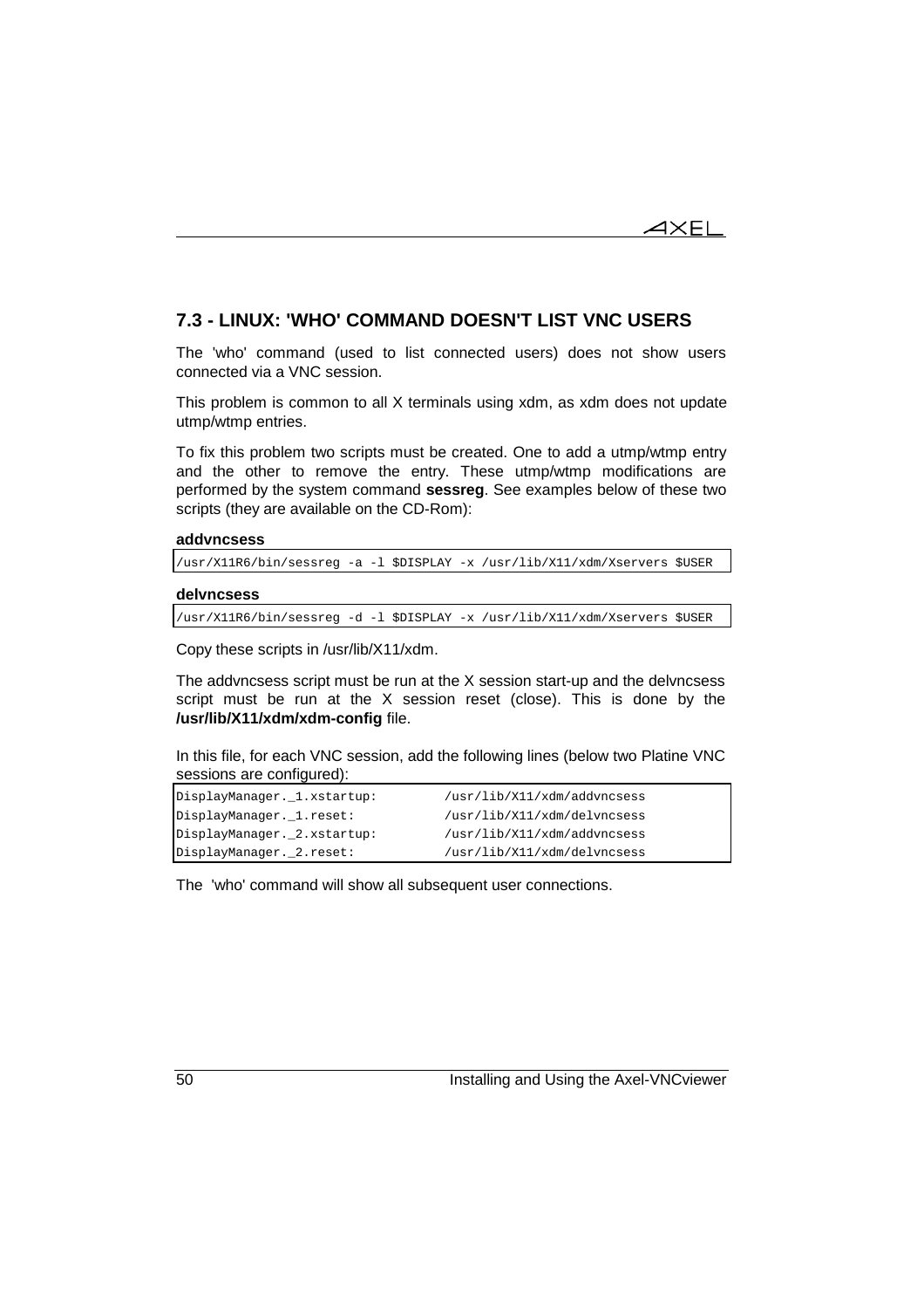## 7.3 - LINUX: 'WHO' COMMAND DOESN'T LIST VNC USERS

The 'who' command (used to list connected users) does not show users connected via a VNC session.

This problem is common to all X terminals using xdm, as xdm does not update utmp/wtmp entries.

To fix this problem two scripts must be created. One to add a utmp/wtmp entry and the other to remove the entry. These utmp/wtmp modifications are performed by the system command **sessreg**. See examples below of these two scripts (they are available on the CD-Rom):

**addvncsess**

```
/usr/X11R6/bin/sessreg -a -l $DISPLAY -x /usr/lib/X11/xdm/Xservers $USER
```

**delvncsess**

```
/usr/X11R6/bin/sessreg -d -l $DISPLAY -x /usr/lib/X11/xdm/Xservers $USER
```

Copy these scripts in /usr/lib/X11/xdm.

The addvncsess script must be run at the X session start-up and the delvncsess script must be run at the X session reset (close). This is done by the **/usr/lib/X11/xdm/xdm-config** file.

In this file, for each VNC session, add the following lines (below two Platine VNC sessions are configured):

```
DisplayManager._1.xstartup:         /usr/lib/X11/xdm/addvncsess
DisplayManager._1.reset:            /usr/lib/X11/xdm/delvncsess
DisplayManager._2.xstartup:         /usr/lib/X11/xdm/addvncsess
DisplayManager._2.reset:            /usr/lib/X11/xdm/delvncsess
```

The 'who' command will show all subsequent user connections.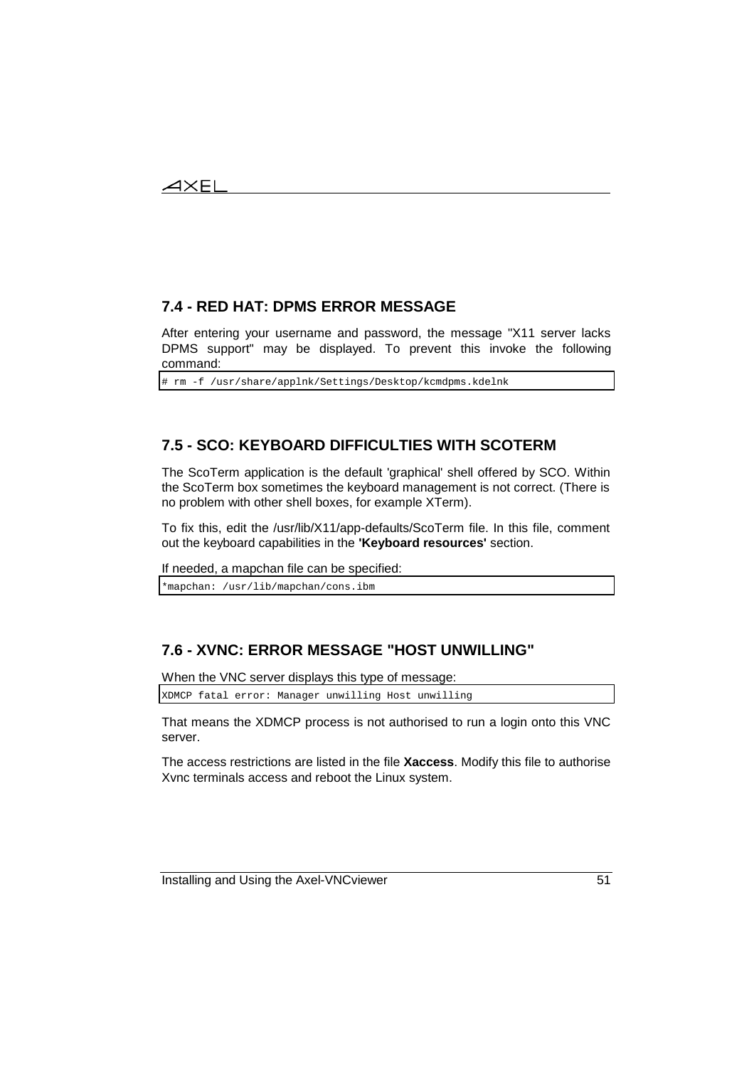## 7.4 - RED HAT: DPMS ERROR MESSAGE

After entering your username and password, the message "X11 server lacks DPMS support" may be displayed. To prevent this invoke the following command:

```
# rm -f /usr/share/applnk/Settings/Desktop/kcmdpms.kdelnk
```

## 7.5 - SCO: KEYBOARD DIFFICULTIES WITH SCOTERM

The ScoTerm application is the default 'graphical' shell offered by SCO. Within the ScoTerm box sometimes the keyboard management is not correct. (There is no problem with other shell boxes, for example XTerm).

To fix this, edit the /usr/lib/X11/app-defaults/ScoTerm file. In this file, comment out the keyboard capabilities in the **'Keyboard resources'** section.

If needed, a mapchan file can be specified:

```
*mapchan: /usr/lib/mapchan/cons.ibm
```

## 7.6 - XVNC: ERROR MESSAGE "HOST UNWILLING"

When the VNC server displays this type of message:

```
XDMCP fatal error: Manager unwilling Host unwilling
```

That means the XDMCP process is not authorised to run a login onto this VNC server.

The access restrictions are listed in the file **Xaccess**. Modify this file to authorise Xvnc terminals access and reboot the Linux system.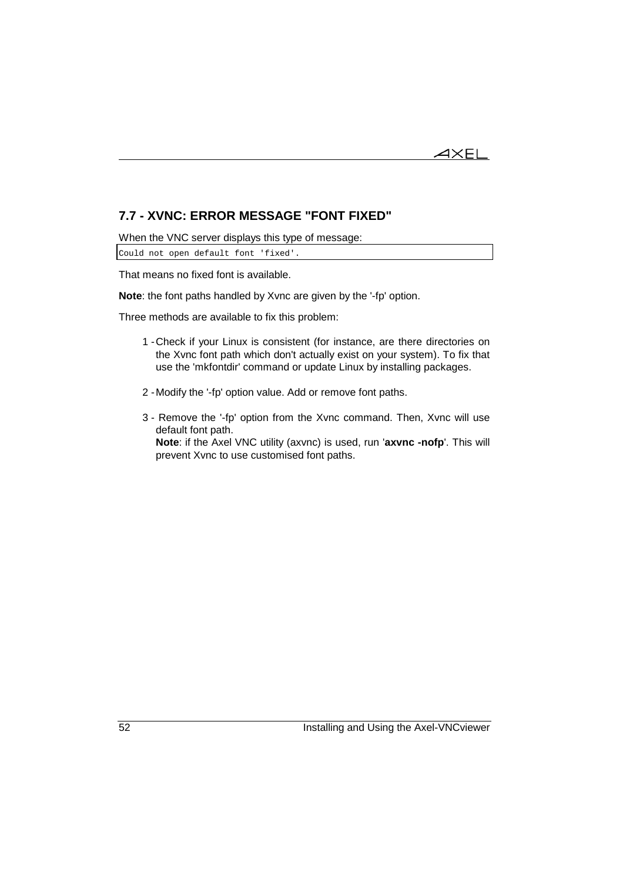## 7.7 - XVNC: ERROR MESSAGE "FONT FIXED"

When the VNC server displays this type of message:

```
Could not open default font 'fixed'.
```

That means no fixed font is available.

**Note**: the font paths handled by Xvnc are given by the '-fp' option.

Three methods are available to fix this problem:

1 - Check if your Linux is consistent (for instance, are there directories on the Xvnc font path which don't actually exist on your system). To fix that use the 'mkfontdir' command or update Linux by installing packages.

2 - Modify the '-fp' option value. Add or remove font paths.

3 - Remove the '-fp' option from the Xvnc command. Then, Xvnc will use default font path.
**Note**: if the Axel VNC utility (axvnc) is used, run '**axvnc -nofp**'. This will prevent Xvnc to use customised font paths.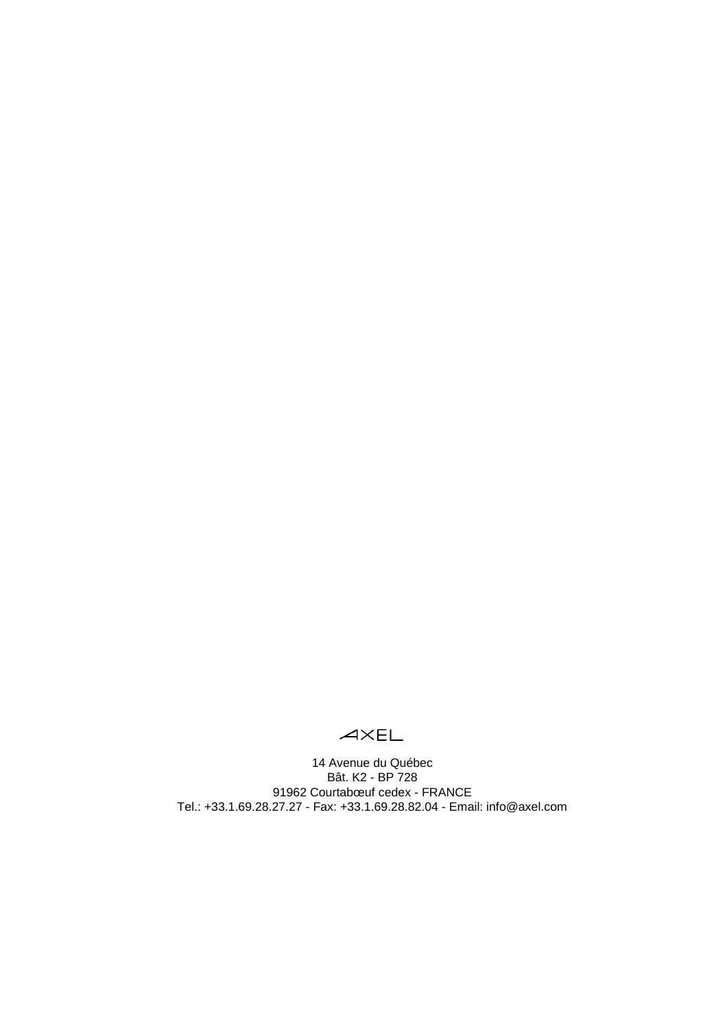AXEL

14 Avenue du Québec
Bât. K2 - BP 728
91962 Courtabœuf cedex - FRANCE
Tel.: +33.1.69.28.27.27 - Fax: +33.1.69.28.82.04 - Email: info@axel.com